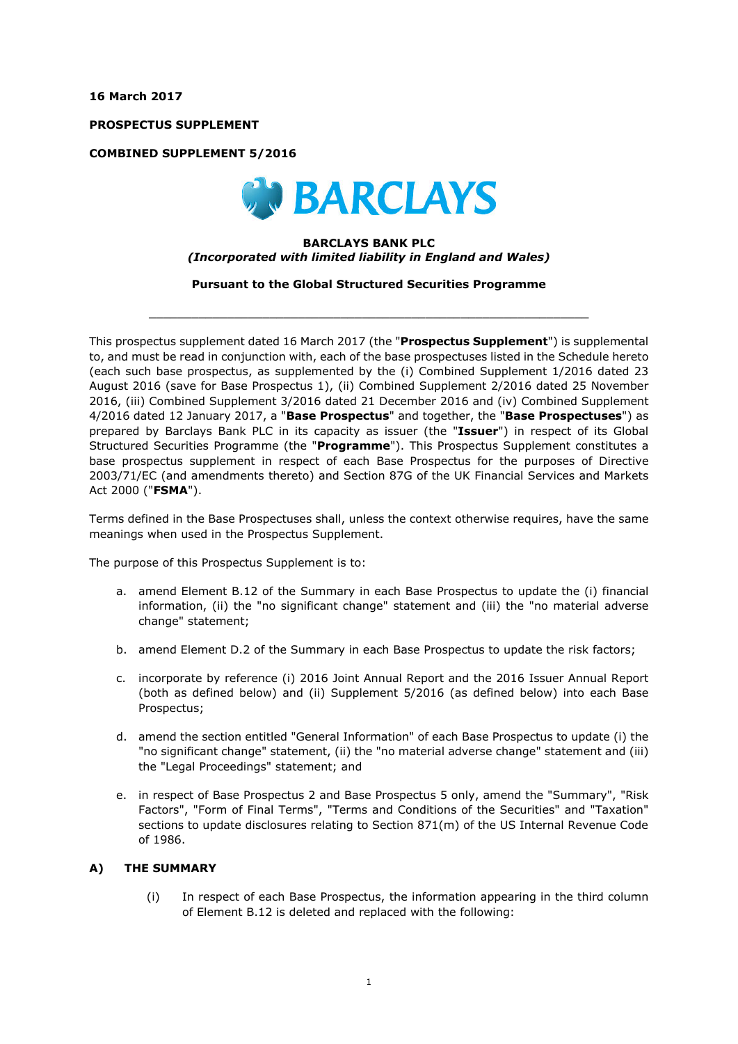**16 March 2017**

**PROSPECTUS SUPPLEMENT**

**COMBINED SUPPLEMENT 5/2016**

BARCLAYS

**BARCLAYS BANK PLC**
***(Incorporated with limited liability in England and Wales)***

**Pursuant to the Global Structured Securities Programme**

---

This prospectus supplement dated 16 March 2017 (the "**Prospectus Supplement**") is supplemental to, and must be read in conjunction with, each of the base prospectuses listed in the Schedule hereto (each such base prospectus, as supplemented by the (i) Combined Supplement 1/2016 dated 23 August 2016 (save for Base Prospectus 1), (ii) Combined Supplement 2/2016 dated 25 November 2016, (iii) Combined Supplement 3/2016 dated 21 December 2016 and (iv) Combined Supplement 4/2016 dated 12 January 2017, a "**Base Prospectus**" and together, the "**Base Prospectuses**") as prepared by Barclays Bank PLC in its capacity as issuer (the "**Issuer**") in respect of its Global Structured Securities Programme (the "**Programme**"). This Prospectus Supplement constitutes a base prospectus supplement in respect of each Base Prospectus for the purposes of Directive 2003/71/EC (and amendments thereto) and Section 87G of the UK Financial Services and Markets Act 2000 ("**FSMA**").

Terms defined in the Base Prospectuses shall, unless the context otherwise requires, have the same meanings when used in the Prospectus Supplement.

The purpose of this Prospectus Supplement is to:

a. amend Element B.12 of the Summary in each Base Prospectus to update the (i) financial information, (ii) the "no significant change" statement and (iii) the "no material adverse change" statement;

b. amend Element D.2 of the Summary in each Base Prospectus to update the risk factors;

c. incorporate by reference (i) 2016 Joint Annual Report and the 2016 Issuer Annual Report (both as defined below) and (ii) Supplement 5/2016 (as defined below) into each Base Prospectus;

d. amend the section entitled "General Information" of each Base Prospectus to update (i) the "no significant change" statement, (ii) the "no material adverse change" statement and (iii) the "Legal Proceedings" statement; and

e. in respect of Base Prospectus 2 and Base Prospectus 5 only, amend the "Summary", "Risk Factors", "Form of Final Terms", "Terms and Conditions of the Securities" and "Taxation" sections to update disclosures relating to Section 871(m) of the US Internal Revenue Code of 1986.

## A) THE SUMMARY

(i) In respect of each Base Prospectus, the information appearing in the third column of Element B.12 is deleted and replaced with the following: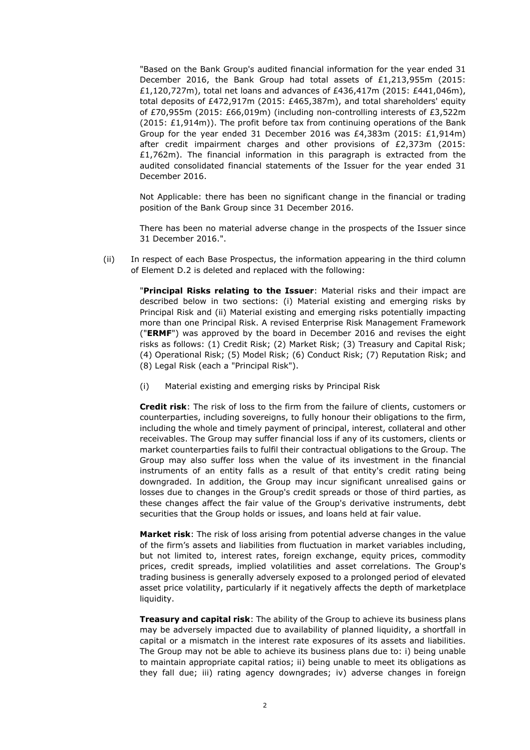"Based on the Bank Group's audited financial information for the year ended 31 December 2016, the Bank Group had total assets of £1,213,955m (2015: £1,120,727m), total net loans and advances of £436,417m (2015: £441,046m), total deposits of £472,917m (2015: £465,387m), and total shareholders' equity of £70,955m (2015: £66,019m) (including non-controlling interests of £3,522m (2015: £1,914m)). The profit before tax from continuing operations of the Bank Group for the year ended 31 December 2016 was £4,383m (2015: £1,914m) after credit impairment charges and other provisions of £2,373m (2015: £1,762m). The financial information in this paragraph is extracted from the audited consolidated financial statements of the Issuer for the year ended 31 December 2016.

Not Applicable: there has been no significant change in the financial or trading position of the Bank Group since 31 December 2016.

There has been no material adverse change in the prospects of the Issuer since 31 December 2016.".

(ii) In respect of each Base Prospectus, the information appearing in the third column of Element D.2 is deleted and replaced with the following:

"**Principal Risks relating to the Issuer**: Material risks and their impact are described below in two sections: (i) Material existing and emerging risks by Principal Risk and (ii) Material existing and emerging risks potentially impacting more than one Principal Risk. A revised Enterprise Risk Management Framework ("**ERMF**") was approved by the board in December 2016 and revises the eight risks as follows: (1) Credit Risk; (2) Market Risk; (3) Treasury and Capital Risk; (4) Operational Risk; (5) Model Risk; (6) Conduct Risk; (7) Reputation Risk; and (8) Legal Risk (each a "Principal Risk").

(i) Material existing and emerging risks by Principal Risk

**Credit risk**: The risk of loss to the firm from the failure of clients, customers or counterparties, including sovereigns, to fully honour their obligations to the firm, including the whole and timely payment of principal, interest, collateral and other receivables. The Group may suffer financial loss if any of its customers, clients or market counterparties fails to fulfil their contractual obligations to the Group. The Group may also suffer loss when the value of its investment in the financial instruments of an entity falls as a result of that entity's credit rating being downgraded. In addition, the Group may incur significant unrealised gains or losses due to changes in the Group's credit spreads or those of third parties, as these changes affect the fair value of the Group's derivative instruments, debt securities that the Group holds or issues, and loans held at fair value.

**Market risk**: The risk of loss arising from potential adverse changes in the value of the firm's assets and liabilities from fluctuation in market variables including, but not limited to, interest rates, foreign exchange, equity prices, commodity prices, credit spreads, implied volatilities and asset correlations. The Group's trading business is generally adversely exposed to a prolonged period of elevated asset price volatility, particularly if it negatively affects the depth of marketplace liquidity.

**Treasury and capital risk**: The ability of the Group to achieve its business plans may be adversely impacted due to availability of planned liquidity, a shortfall in capital or a mismatch in the interest rate exposures of its assets and liabilities. The Group may not be able to achieve its business plans due to: i) being unable to maintain appropriate capital ratios; ii) being unable to meet its obligations as they fall due; iii) rating agency downgrades; iv) adverse changes in foreign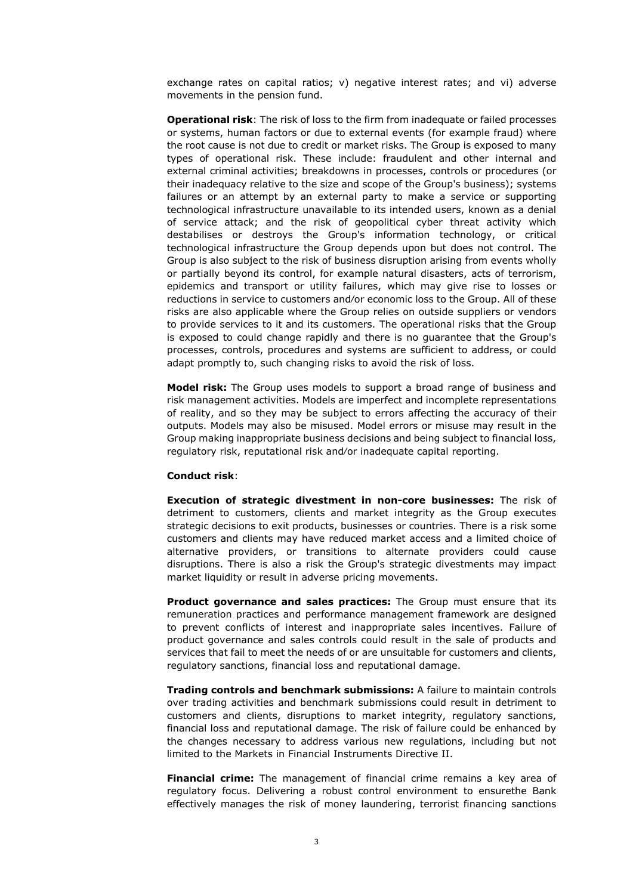exchange rates on capital ratios; v) negative interest rates; and vi) adverse movements in the pension fund.

**Operational risk**: The risk of loss to the firm from inadequate or failed processes or systems, human factors or due to external events (for example fraud) where the root cause is not due to credit or market risks. The Group is exposed to many types of operational risk. These include: fraudulent and other internal and external criminal activities; breakdowns in processes, controls or procedures (or their inadequacy relative to the size and scope of the Group's business); systems failures or an attempt by an external party to make a service or supporting technological infrastructure unavailable to its intended users, known as a denial of service attack; and the risk of geopolitical cyber threat activity which destabilises or destroys the Group's information technology, or critical technological infrastructure the Group depends upon but does not control. The Group is also subject to the risk of business disruption arising from events wholly or partially beyond its control, for example natural disasters, acts of terrorism, epidemics and transport or utility failures, which may give rise to losses or reductions in service to customers and/or economic loss to the Group. All of these risks are also applicable where the Group relies on outside suppliers or vendors to provide services to it and its customers. The operational risks that the Group is exposed to could change rapidly and there is no guarantee that the Group's processes, controls, procedures and systems are sufficient to address, or could adapt promptly to, such changing risks to avoid the risk of loss.

**Model risk:** The Group uses models to support a broad range of business and risk management activities. Models are imperfect and incomplete representations of reality, and so they may be subject to errors affecting the accuracy of their outputs. Models may also be misused. Model errors or misuse may result in the Group making inappropriate business decisions and being subject to financial loss, regulatory risk, reputational risk and/or inadequate capital reporting.

**Conduct risk**:

**Execution of strategic divestment in non-core businesses:** The risk of detriment to customers, clients and market integrity as the Group executes strategic decisions to exit products, businesses or countries. There is a risk some customers and clients may have reduced market access and a limited choice of alternative providers, or transitions to alternate providers could cause disruptions. There is also a risk the Group's strategic divestments may impact market liquidity or result in adverse pricing movements.

**Product governance and sales practices:** The Group must ensure that its remuneration practices and performance management framework are designed to prevent conflicts of interest and inappropriate sales incentives. Failure of product governance and sales controls could result in the sale of products and services that fail to meet the needs of or are unsuitable for customers and clients, regulatory sanctions, financial loss and reputational damage.

**Trading controls and benchmark submissions:** A failure to maintain controls over trading activities and benchmark submissions could result in detriment to customers and clients, disruptions to market integrity, regulatory sanctions, financial loss and reputational damage. The risk of failure could be enhanced by the changes necessary to address various new regulations, including but not limited to the Markets in Financial Instruments Directive II.

**Financial crime:** The management of financial crime remains a key area of regulatory focus. Delivering a robust control environment to ensurethe Bank effectively manages the risk of money laundering, terrorist financing sanctions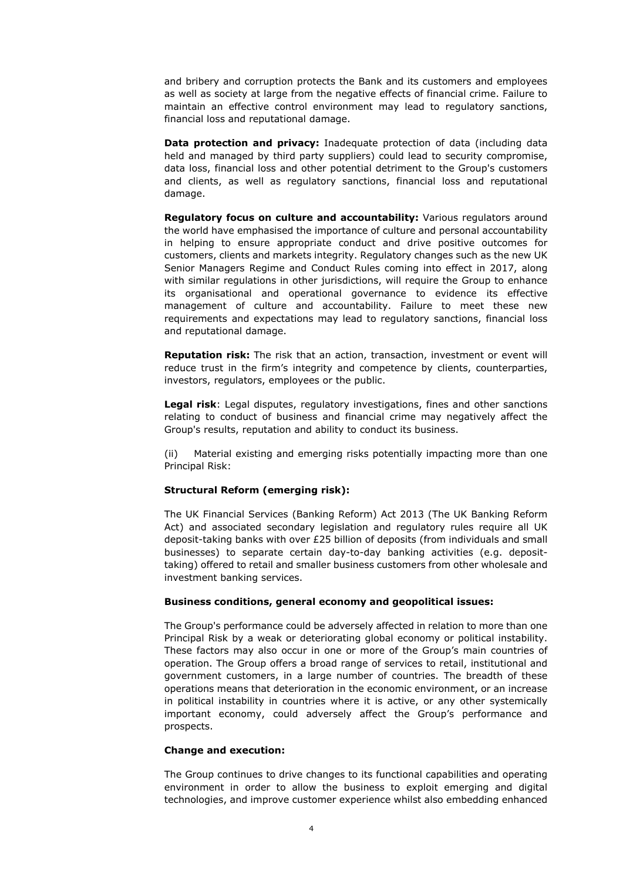and bribery and corruption protects the Bank and its customers and employees as well as society at large from the negative effects of financial crime. Failure to maintain an effective control environment may lead to regulatory sanctions, financial loss and reputational damage.

**Data protection and privacy:** Inadequate protection of data (including data held and managed by third party suppliers) could lead to security compromise, data loss, financial loss and other potential detriment to the Group's customers and clients, as well as regulatory sanctions, financial loss and reputational damage.

**Regulatory focus on culture and accountability:** Various regulators around the world have emphasised the importance of culture and personal accountability in helping to ensure appropriate conduct and drive positive outcomes for customers, clients and markets integrity. Regulatory changes such as the new UK Senior Managers Regime and Conduct Rules coming into effect in 2017, along with similar regulations in other jurisdictions, will require the Group to enhance its organisational and operational governance to evidence its effective management of culture and accountability. Failure to meet these new requirements and expectations may lead to regulatory sanctions, financial loss and reputational damage.

**Reputation risk:** The risk that an action, transaction, investment or event will reduce trust in the firm's integrity and competence by clients, counterparties, investors, regulators, employees or the public.

**Legal risk**: Legal disputes, regulatory investigations, fines and other sanctions relating to conduct of business and financial crime may negatively affect the Group's results, reputation and ability to conduct its business.

(ii) Material existing and emerging risks potentially impacting more than one Principal Risk:

**Structural Reform (emerging risk):**

The UK Financial Services (Banking Reform) Act 2013 (The UK Banking Reform Act) and associated secondary legislation and regulatory rules require all UK deposit-taking banks with over £25 billion of deposits (from individuals and small businesses) to separate certain day-to-day banking activities (e.g. deposit-taking) offered to retail and smaller business customers from other wholesale and investment banking services.

**Business conditions, general economy and geopolitical issues:**

The Group's performance could be adversely affected in relation to more than one Principal Risk by a weak or deteriorating global economy or political instability. These factors may also occur in one or more of the Group's main countries of operation. The Group offers a broad range of services to retail, institutional and government customers, in a large number of countries. The breadth of these operations means that deterioration in the economic environment, or an increase in political instability in countries where it is active, or any other systemically important economy, could adversely affect the Group's performance and prospects.

**Change and execution:**

The Group continues to drive changes to its functional capabilities and operating environment in order to allow the business to exploit emerging and digital technologies, and improve customer experience whilst also embedding enhanced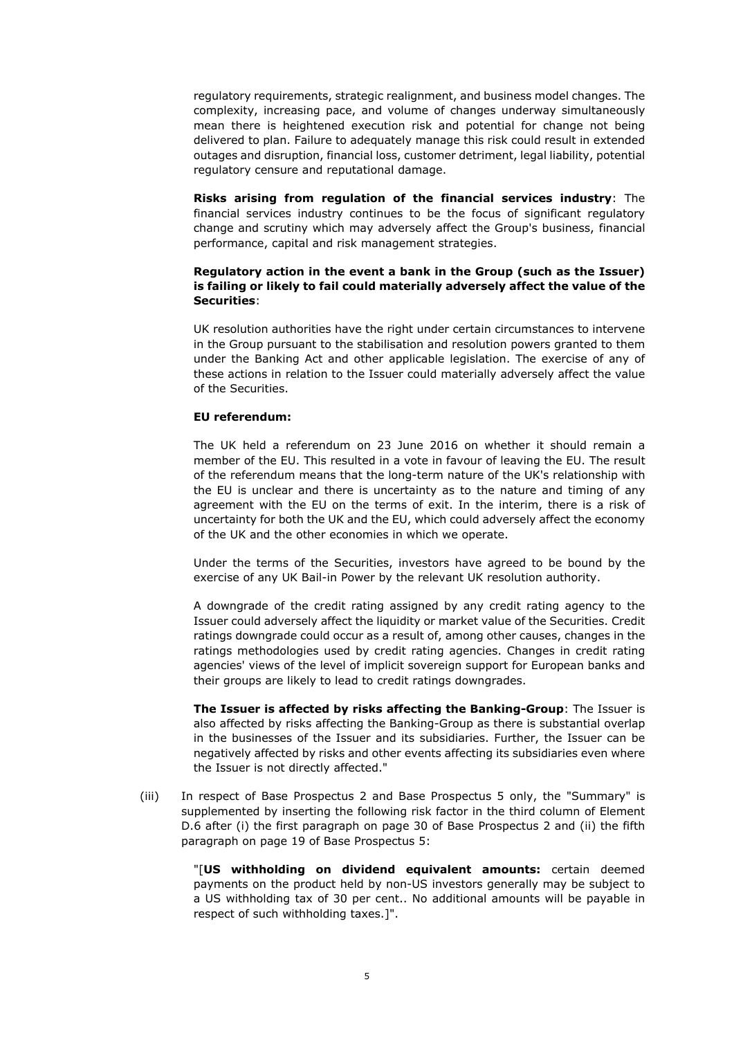regulatory requirements, strategic realignment, and business model changes. The complexity, increasing pace, and volume of changes underway simultaneously mean there is heightened execution risk and potential for change not being delivered to plan. Failure to adequately manage this risk could result in extended outages and disruption, financial loss, customer detriment, legal liability, potential regulatory censure and reputational damage.

**Risks arising from regulation of the financial services industry**: The financial services industry continues to be the focus of significant regulatory change and scrutiny which may adversely affect the Group's business, financial performance, capital and risk management strategies.

**Regulatory action in the event a bank in the Group (such as the Issuer) is failing or likely to fail could materially adversely affect the value of the Securities**:

UK resolution authorities have the right under certain circumstances to intervene in the Group pursuant to the stabilisation and resolution powers granted to them under the Banking Act and other applicable legislation. The exercise of any of these actions in relation to the Issuer could materially adversely affect the value of the Securities.

**EU referendum:**

The UK held a referendum on 23 June 2016 on whether it should remain a member of the EU. This resulted in a vote in favour of leaving the EU. The result of the referendum means that the long-term nature of the UK's relationship with the EU is unclear and there is uncertainty as to the nature and timing of any agreement with the EU on the terms of exit. In the interim, there is a risk of uncertainty for both the UK and the EU, which could adversely affect the economy of the UK and the other economies in which we operate.

Under the terms of the Securities, investors have agreed to be bound by the exercise of any UK Bail-in Power by the relevant UK resolution authority.

A downgrade of the credit rating assigned by any credit rating agency to the Issuer could adversely affect the liquidity or market value of the Securities. Credit ratings downgrade could occur as a result of, among other causes, changes in the ratings methodologies used by credit rating agencies. Changes in credit rating agencies' views of the level of implicit sovereign support for European banks and their groups are likely to lead to credit ratings downgrades.

**The Issuer is affected by risks affecting the Banking-Group**: The Issuer is also affected by risks affecting the Banking-Group as there is substantial overlap in the businesses of the Issuer and its subsidiaries. Further, the Issuer can be negatively affected by risks and other events affecting its subsidiaries even where the Issuer is not directly affected."

(iii) In respect of Base Prospectus 2 and Base Prospectus 5 only, the "Summary" is supplemented by inserting the following risk factor in the third column of Element D.6 after (i) the first paragraph on page 30 of Base Prospectus 2 and (ii) the fifth paragraph on page 19 of Base Prospectus 5:

"[**US withholding on dividend equivalent amounts:** certain deemed payments on the product held by non-US investors generally may be subject to a US withholding tax of 30 per cent.. No additional amounts will be payable in respect of such withholding taxes.]".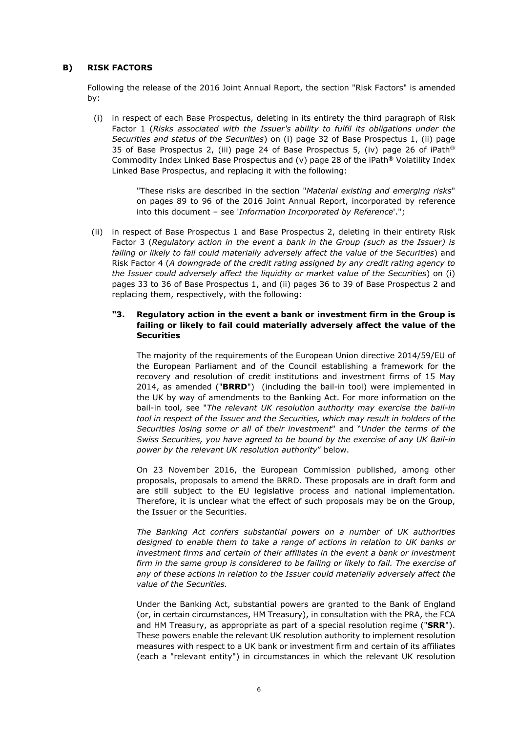## B) RISK FACTORS

Following the release of the 2016 Joint Annual Report, the section "Risk Factors" is amended by:

(i) in respect of each Base Prospectus, deleting in its entirety the third paragraph of Risk Factor 1 (*Risks associated with the Issuer's ability to fulfil its obligations under the Securities and status of the Securities*) on (i) page 32 of Base Prospectus 1, (ii) page 35 of Base Prospectus 2, (iii) page 24 of Base Prospectus 5, (iv) page 26 of iPath® Commodity Index Linked Base Prospectus and (v) page 28 of the iPath® Volatility Index Linked Base Prospectus, and replacing it with the following:

> "These risks are described in the section "*Material existing and emerging risks*" on pages 89 to 96 of the 2016 Joint Annual Report, incorporated by reference into this document – see '*Information Incorporated by Reference*'.";

(ii) in respect of Base Prospectus 1 and Base Prospectus 2, deleting in their entirety Risk Factor 3 (*Regulatory action in the event a bank in the Group (such as the Issuer) is failing or likely to fail could materially adversely affect the value of the Securities*) and Risk Factor 4 (*A downgrade of the credit rating assigned by any credit rating agency to the Issuer could adversely affect the liquidity or market value of the Securities*) on (i) pages 33 to 36 of Base Prospectus 1, and (ii) pages 36 to 39 of Base Prospectus 2 and replacing them, respectively, with the following:

**"3. Regulatory action in the event a bank or investment firm in the Group is failing or likely to fail could materially adversely affect the value of the Securities**

The majority of the requirements of the European Union directive 2014/59/EU of the European Parliament and of the Council establishing a framework for the recovery and resolution of credit institutions and investment firms of 15 May 2014, as amended ("**BRRD**") (including the bail-in tool) were implemented in the UK by way of amendments to the Banking Act. For more information on the bail-in tool, see "*The relevant UK resolution authority may exercise the bail-in tool in respect of the Issuer and the Securities, which may result in holders of the Securities losing some or all of their investment*" and "*Under the terms of the Swiss Securities, you have agreed to be bound by the exercise of any UK Bail-in power by the relevant UK resolution authority*" below.

On 23 November 2016, the European Commission published, among other proposals, proposals to amend the BRRD. These proposals are in draft form and are still subject to the EU legislative process and national implementation. Therefore, it is unclear what the effect of such proposals may be on the Group, the Issuer or the Securities.

*The Banking Act confers substantial powers on a number of UK authorities designed to enable them to take a range of actions in relation to UK banks or investment firms and certain of their affiliates in the event a bank or investment firm in the same group is considered to be failing or likely to fail. The exercise of any of these actions in relation to the Issuer could materially adversely affect the value of the Securities.*

Under the Banking Act, substantial powers are granted to the Bank of England (or, in certain circumstances, HM Treasury), in consultation with the PRA, the FCA and HM Treasury, as appropriate as part of a special resolution regime ("**SRR**"). These powers enable the relevant UK resolution authority to implement resolution measures with respect to a UK bank or investment firm and certain of its affiliates (each a "relevant entity") in circumstances in which the relevant UK resolution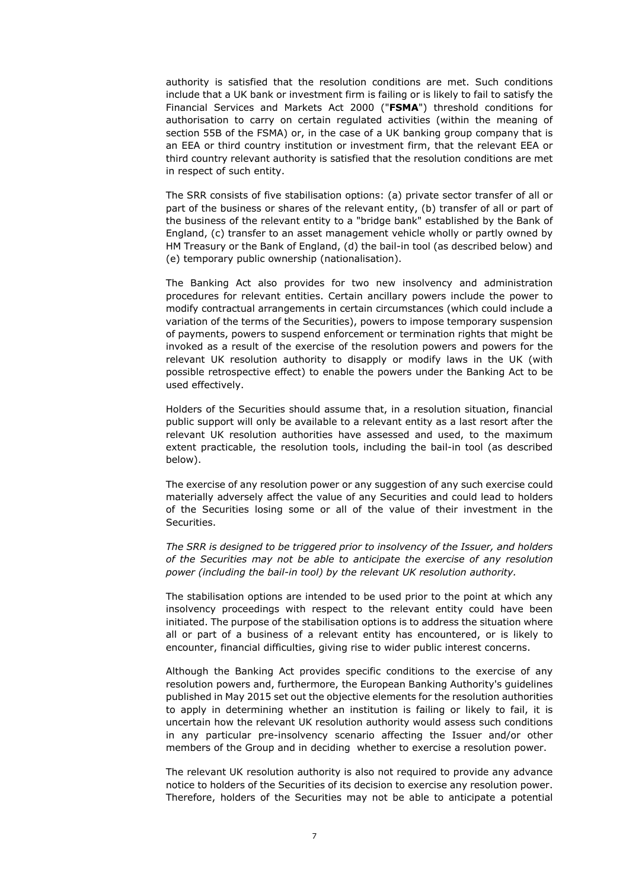authority is satisfied that the resolution conditions are met. Such conditions include that a UK bank or investment firm is failing or is likely to fail to satisfy the Financial Services and Markets Act 2000 ("**FSMA**") threshold conditions for authorisation to carry on certain regulated activities (within the meaning of section 55B of the FSMA) or, in the case of a UK banking group company that is an EEA or third country institution or investment firm, that the relevant EEA or third country relevant authority is satisfied that the resolution conditions are met in respect of such entity.

The SRR consists of five stabilisation options: (a) private sector transfer of all or part of the business or shares of the relevant entity, (b) transfer of all or part of the business of the relevant entity to a "bridge bank" established by the Bank of England, (c) transfer to an asset management vehicle wholly or partly owned by HM Treasury or the Bank of England, (d) the bail-in tool (as described below) and (e) temporary public ownership (nationalisation).

The Banking Act also provides for two new insolvency and administration procedures for relevant entities. Certain ancillary powers include the power to modify contractual arrangements in certain circumstances (which could include a variation of the terms of the Securities), powers to impose temporary suspension of payments, powers to suspend enforcement or termination rights that might be invoked as a result of the exercise of the resolution powers and powers for the relevant UK resolution authority to disapply or modify laws in the UK (with possible retrospective effect) to enable the powers under the Banking Act to be used effectively.

Holders of the Securities should assume that, in a resolution situation, financial public support will only be available to a relevant entity as a last resort after the relevant UK resolution authorities have assessed and used, to the maximum extent practicable, the resolution tools, including the bail-in tool (as described below).

The exercise of any resolution power or any suggestion of any such exercise could materially adversely affect the value of any Securities and could lead to holders of the Securities losing some or all of the value of their investment in the Securities.

*The SRR is designed to be triggered prior to insolvency of the Issuer, and holders of the Securities may not be able to anticipate the exercise of any resolution power (including the bail-in tool) by the relevant UK resolution authority.*

The stabilisation options are intended to be used prior to the point at which any insolvency proceedings with respect to the relevant entity could have been initiated. The purpose of the stabilisation options is to address the situation where all or part of a business of a relevant entity has encountered, or is likely to encounter, financial difficulties, giving rise to wider public interest concerns.

Although the Banking Act provides specific conditions to the exercise of any resolution powers and, furthermore, the European Banking Authority's guidelines published in May 2015 set out the objective elements for the resolution authorities to apply in determining whether an institution is failing or likely to fail, it is uncertain how the relevant UK resolution authority would assess such conditions in any particular pre-insolvency scenario affecting the Issuer and/or other members of the Group and in deciding whether to exercise a resolution power.

The relevant UK resolution authority is also not required to provide any advance notice to holders of the Securities of its decision to exercise any resolution power. Therefore, holders of the Securities may not be able to anticipate a potential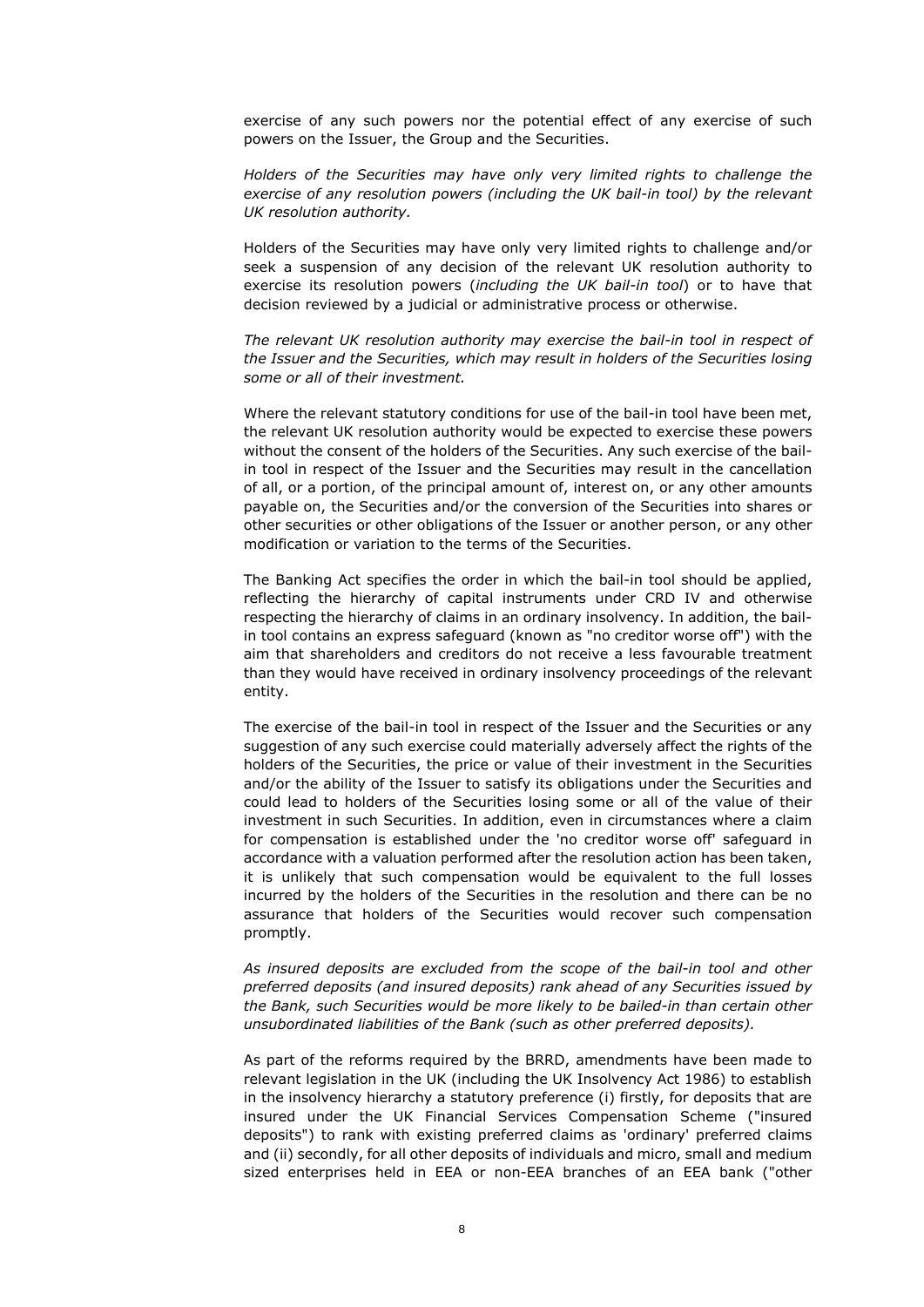exercise of any such powers nor the potential effect of any exercise of such powers on the Issuer, the Group and the Securities.

*Holders of the Securities may have only very limited rights to challenge the exercise of any resolution powers (including the UK bail-in tool) by the relevant UK resolution authority.*

Holders of the Securities may have only very limited rights to challenge and/or seek a suspension of any decision of the relevant UK resolution authority to exercise its resolution powers (*including the UK bail-in tool*) or to have that decision reviewed by a judicial or administrative process or otherwise.

*The relevant UK resolution authority may exercise the bail-in tool in respect of the Issuer and the Securities, which may result in holders of the Securities losing some or all of their investment.*

Where the relevant statutory conditions for use of the bail-in tool have been met, the relevant UK resolution authority would be expected to exercise these powers without the consent of the holders of the Securities. Any such exercise of the bail-in tool in respect of the Issuer and the Securities may result in the cancellation of all, or a portion, of the principal amount of, interest on, or any other amounts payable on, the Securities and/or the conversion of the Securities into shares or other securities or other obligations of the Issuer or another person, or any other modification or variation to the terms of the Securities.

The Banking Act specifies the order in which the bail-in tool should be applied, reflecting the hierarchy of capital instruments under CRD IV and otherwise respecting the hierarchy of claims in an ordinary insolvency. In addition, the bail-in tool contains an express safeguard (known as "no creditor worse off") with the aim that shareholders and creditors do not receive a less favourable treatment than they would have received in ordinary insolvency proceedings of the relevant entity.

The exercise of the bail-in tool in respect of the Issuer and the Securities or any suggestion of any such exercise could materially adversely affect the rights of the holders of the Securities, the price or value of their investment in the Securities and/or the ability of the Issuer to satisfy its obligations under the Securities and could lead to holders of the Securities losing some or all of the value of their investment in such Securities. In addition, even in circumstances where a claim for compensation is established under the 'no creditor worse off' safeguard in accordance with a valuation performed after the resolution action has been taken, it is unlikely that such compensation would be equivalent to the full losses incurred by the holders of the Securities in the resolution and there can be no assurance that holders of the Securities would recover such compensation promptly.

*As insured deposits are excluded from the scope of the bail-in tool and other preferred deposits (and insured deposits) rank ahead of any Securities issued by the Bank, such Securities would be more likely to be bailed-in than certain other unsubordinated liabilities of the Bank (such as other preferred deposits).*

As part of the reforms required by the BRRD, amendments have been made to relevant legislation in the UK (including the UK Insolvency Act 1986) to establish in the insolvency hierarchy a statutory preference (i) firstly, for deposits that are insured under the UK Financial Services Compensation Scheme ("insured deposits") to rank with existing preferred claims as 'ordinary' preferred claims and (ii) secondly, for all other deposits of individuals and micro, small and medium sized enterprises held in EEA or non-EEA branches of an EEA bank ("other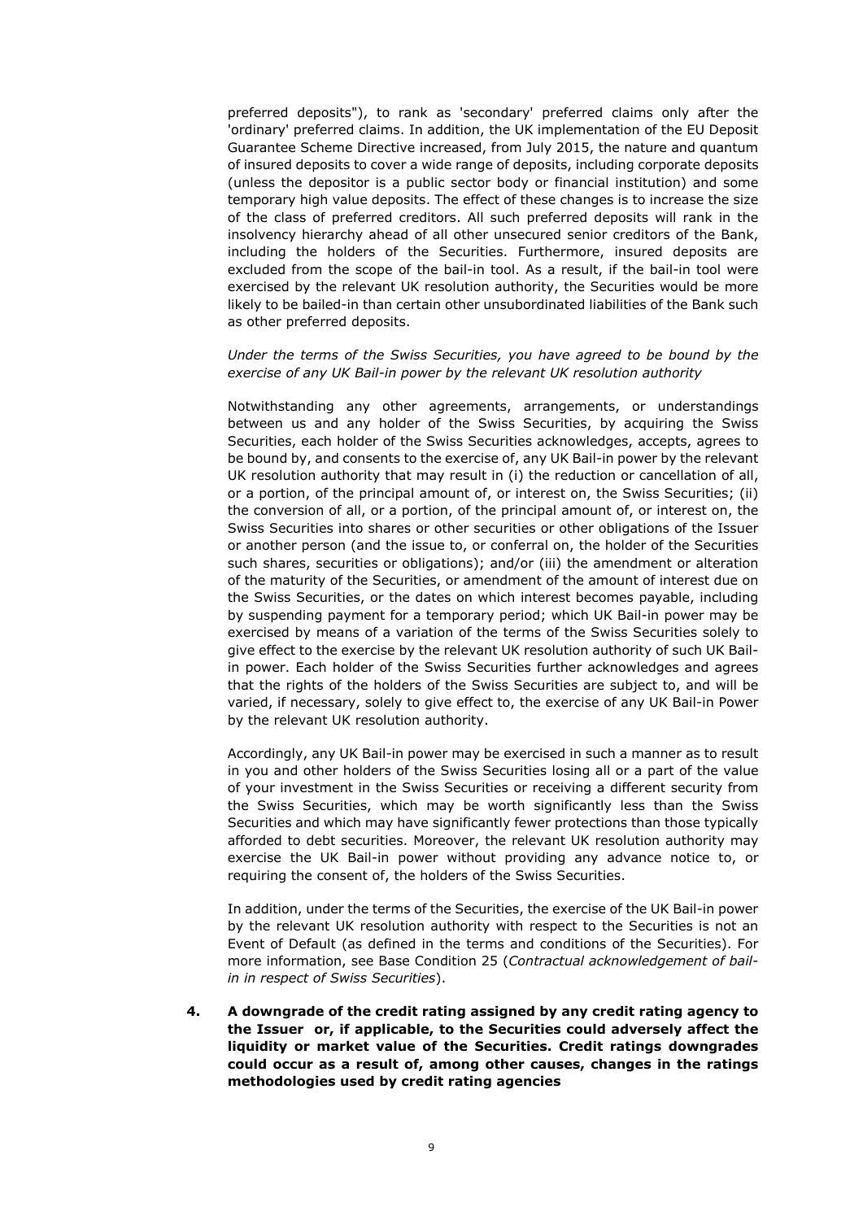preferred deposits"), to rank as 'secondary' preferred claims only after the 'ordinary' preferred claims. In addition, the UK implementation of the EU Deposit Guarantee Scheme Directive increased, from July 2015, the nature and quantum of insured deposits to cover a wide range of deposits, including corporate deposits (unless the depositor is a public sector body or financial institution) and some temporary high value deposits. The effect of these changes is to increase the size of the class of preferred creditors. All such preferred deposits will rank in the insolvency hierarchy ahead of all other unsecured senior creditors of the Bank, including the holders of the Securities. Furthermore, insured deposits are excluded from the scope of the bail-in tool. As a result, if the bail-in tool were exercised by the relevant UK resolution authority, the Securities would be more likely to be bailed-in than certain other unsubordinated liabilities of the Bank such as other preferred deposits.

*Under the terms of the Swiss Securities, you have agreed to be bound by the exercise of any UK Bail-in power by the relevant UK resolution authority*

Notwithstanding any other agreements, arrangements, or understandings between us and any holder of the Swiss Securities, by acquiring the Swiss Securities, each holder of the Swiss Securities acknowledges, accepts, agrees to be bound by, and consents to the exercise of, any UK Bail-in power by the relevant UK resolution authority that may result in (i) the reduction or cancellation of all, or a portion, of the principal amount of, or interest on, the Swiss Securities; (ii) the conversion of all, or a portion, of the principal amount of, or interest on, the Swiss Securities into shares or other securities or other obligations of the Issuer or another person (and the issue to, or conferral on, the holder of the Securities such shares, securities or obligations); and/or (iii) the amendment or alteration of the maturity of the Securities, or amendment of the amount of interest due on the Swiss Securities, or the dates on which interest becomes payable, including by suspending payment for a temporary period; which UK Bail-in power may be exercised by means of a variation of the terms of the Swiss Securities solely to give effect to the exercise by the relevant UK resolution authority of such UK Bail-in power. Each holder of the Swiss Securities further acknowledges and agrees that the rights of the holders of the Swiss Securities are subject to, and will be varied, if necessary, solely to give effect to, the exercise of any UK Bail-in Power by the relevant UK resolution authority.

Accordingly, any UK Bail-in power may be exercised in such a manner as to result in you and other holders of the Swiss Securities losing all or a part of the value of your investment in the Swiss Securities or receiving a different security from the Swiss Securities, which may be worth significantly less than the Swiss Securities and which may have significantly fewer protections than those typically afforded to debt securities. Moreover, the relevant UK resolution authority may exercise the UK Bail-in power without providing any advance notice to, or requiring the consent of, the holders of the Swiss Securities.

In addition, under the terms of the Securities, the exercise of the UK Bail-in power by the relevant UK resolution authority with respect to the Securities is not an Event of Default (as defined in the terms and conditions of the Securities). For more information, see Base Condition 25 (*Contractual acknowledgement of bail-in in respect of Swiss Securities*).

**4. A downgrade of the credit rating assigned by any credit rating agency to the Issuer or, if applicable, to the Securities could adversely affect the liquidity or market value of the Securities. Credit ratings downgrades could occur as a result of, among other causes, changes in the ratings methodologies used by credit rating agencies**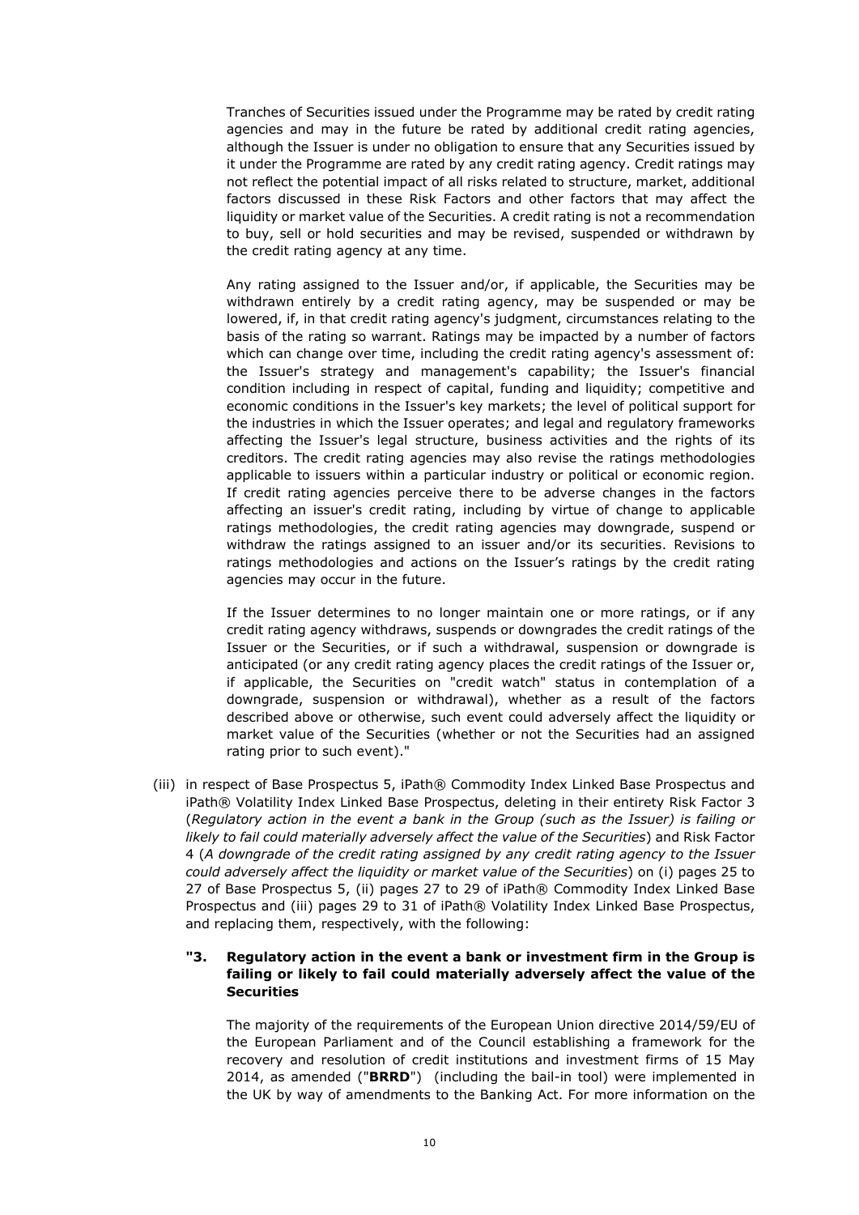Tranches of Securities issued under the Programme may be rated by credit rating agencies and may in the future be rated by additional credit rating agencies, although the Issuer is under no obligation to ensure that any Securities issued by it under the Programme are rated by any credit rating agency. Credit ratings may not reflect the potential impact of all risks related to structure, market, additional factors discussed in these Risk Factors and other factors that may affect the liquidity or market value of the Securities. A credit rating is not a recommendation to buy, sell or hold securities and may be revised, suspended or withdrawn by the credit rating agency at any time.

Any rating assigned to the Issuer and/or, if applicable, the Securities may be withdrawn entirely by a credit rating agency, may be suspended or may be lowered, if, in that credit rating agency's judgment, circumstances relating to the basis of the rating so warrant. Ratings may be impacted by a number of factors which can change over time, including the credit rating agency's assessment of: the Issuer's strategy and management's capability; the Issuer's financial condition including in respect of capital, funding and liquidity; competitive and economic conditions in the Issuer's key markets; the level of political support for the industries in which the Issuer operates; and legal and regulatory frameworks affecting the Issuer's legal structure, business activities and the rights of its creditors. The credit rating agencies may also revise the ratings methodologies applicable to issuers within a particular industry or political or economic region. If credit rating agencies perceive there to be adverse changes in the factors affecting an issuer's credit rating, including by virtue of change to applicable ratings methodologies, the credit rating agencies may downgrade, suspend or withdraw the ratings assigned to an issuer and/or its securities. Revisions to ratings methodologies and actions on the Issuer's ratings by the credit rating agencies may occur in the future.

If the Issuer determines to no longer maintain one or more ratings, or if any credit rating agency withdraws, suspends or downgrades the credit ratings of the Issuer or the Securities, or if such a withdrawal, suspension or downgrade is anticipated (or any credit rating agency places the credit ratings of the Issuer or, if applicable, the Securities on "credit watch" status in contemplation of a downgrade, suspension or withdrawal), whether as a result of the factors described above or otherwise, such event could adversely affect the liquidity or market value of the Securities (whether or not the Securities had an assigned rating prior to such event)."

(iii) in respect of Base Prospectus 5, iPath® Commodity Index Linked Base Prospectus and iPath® Volatility Index Linked Base Prospectus, deleting in their entirety Risk Factor 3 (*Regulatory action in the event a bank in the Group (such as the Issuer) is failing or likely to fail could materially adversely affect the value of the Securities*) and Risk Factor 4 (*A downgrade of the credit rating assigned by any credit rating agency to the Issuer could adversely affect the liquidity or market value of the Securities*) on (i) pages 25 to 27 of Base Prospectus 5, (ii) pages 27 to 29 of iPath® Commodity Index Linked Base Prospectus and (iii) pages 29 to 31 of iPath® Volatility Index Linked Base Prospectus, and replacing them, respectively, with the following:

**"3. Regulatory action in the event a bank or investment firm in the Group is failing or likely to fail could materially adversely affect the value of the Securities**

The majority of the requirements of the European Union directive 2014/59/EU of the European Parliament and of the Council establishing a framework for the recovery and resolution of credit institutions and investment firms of 15 May 2014, as amended ("**BRRD**") (including the bail-in tool) were implemented in the UK by way of amendments to the Banking Act. For more information on the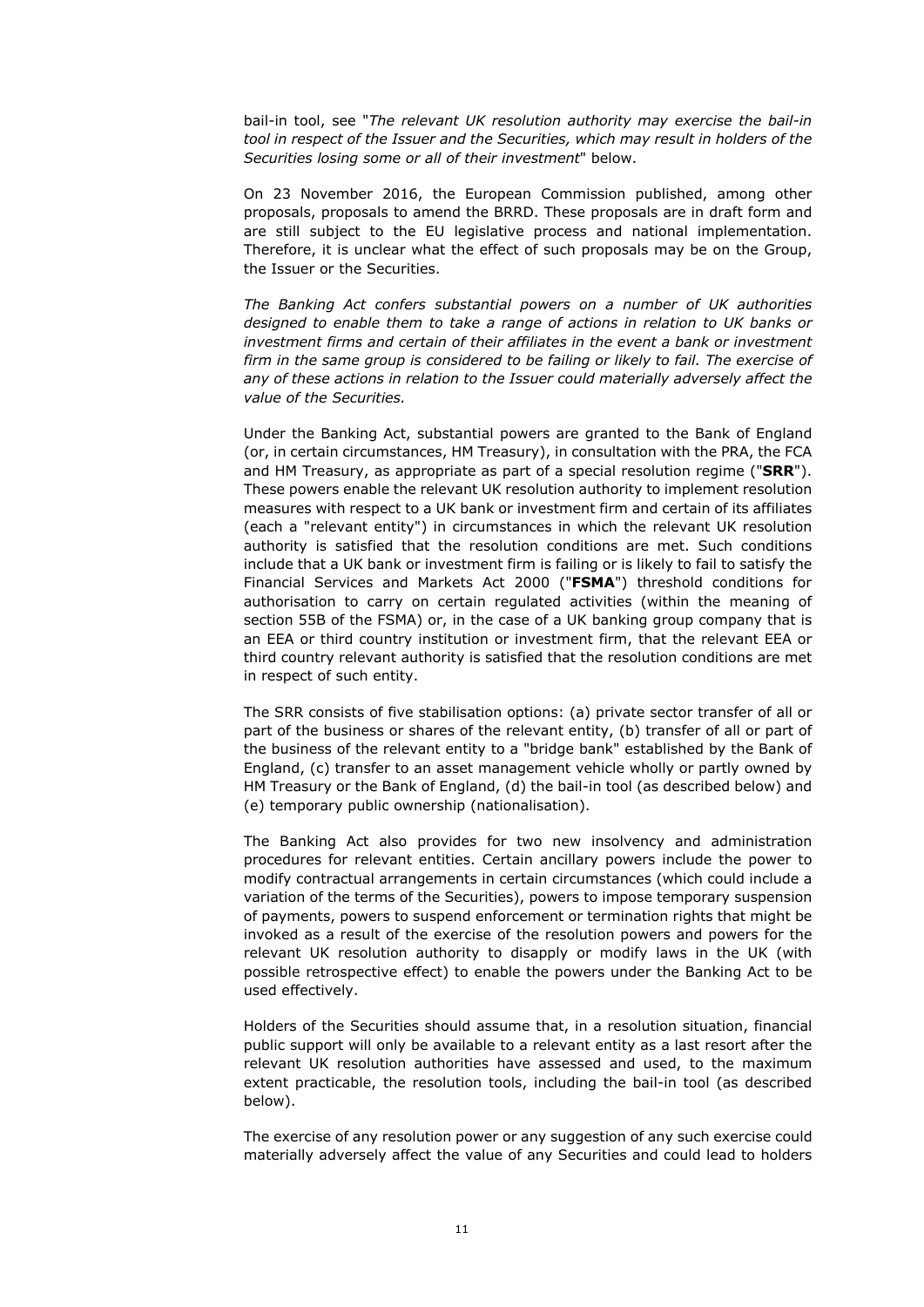bail-in tool, see "*The relevant UK resolution authority may exercise the bail-in tool in respect of the Issuer and the Securities, which may result in holders of the Securities losing some or all of their investment*" below.

On 23 November 2016, the European Commission published, among other proposals, proposals to amend the BRRD. These proposals are in draft form and are still subject to the EU legislative process and national implementation. Therefore, it is unclear what the effect of such proposals may be on the Group, the Issuer or the Securities.

*The Banking Act confers substantial powers on a number of UK authorities designed to enable them to take a range of actions in relation to UK banks or investment firms and certain of their affiliates in the event a bank or investment firm in the same group is considered to be failing or likely to fail. The exercise of any of these actions in relation to the Issuer could materially adversely affect the value of the Securities.*

Under the Banking Act, substantial powers are granted to the Bank of England (or, in certain circumstances, HM Treasury), in consultation with the PRA, the FCA and HM Treasury, as appropriate as part of a special resolution regime ("**SRR**"). These powers enable the relevant UK resolution authority to implement resolution measures with respect to a UK bank or investment firm and certain of its affiliates (each a "relevant entity") in circumstances in which the relevant UK resolution authority is satisfied that the resolution conditions are met. Such conditions include that a UK bank or investment firm is failing or is likely to fail to satisfy the Financial Services and Markets Act 2000 ("**FSMA**") threshold conditions for authorisation to carry on certain regulated activities (within the meaning of section 55B of the FSMA) or, in the case of a UK banking group company that is an EEA or third country institution or investment firm, that the relevant EEA or third country relevant authority is satisfied that the resolution conditions are met in respect of such entity.

The SRR consists of five stabilisation options: (a) private sector transfer of all or part of the business or shares of the relevant entity, (b) transfer of all or part of the business of the relevant entity to a "bridge bank" established by the Bank of England, (c) transfer to an asset management vehicle wholly or partly owned by HM Treasury or the Bank of England, (d) the bail-in tool (as described below) and (e) temporary public ownership (nationalisation).

The Banking Act also provides for two new insolvency and administration procedures for relevant entities. Certain ancillary powers include the power to modify contractual arrangements in certain circumstances (which could include a variation of the terms of the Securities), powers to impose temporary suspension of payments, powers to suspend enforcement or termination rights that might be invoked as a result of the exercise of the resolution powers and powers for the relevant UK resolution authority to disapply or modify laws in the UK (with possible retrospective effect) to enable the powers under the Banking Act to be used effectively.

Holders of the Securities should assume that, in a resolution situation, financial public support will only be available to a relevant entity as a last resort after the relevant UK resolution authorities have assessed and used, to the maximum extent practicable, the resolution tools, including the bail-in tool (as described below).

The exercise of any resolution power or any suggestion of any such exercise could materially adversely affect the value of any Securities and could lead to holders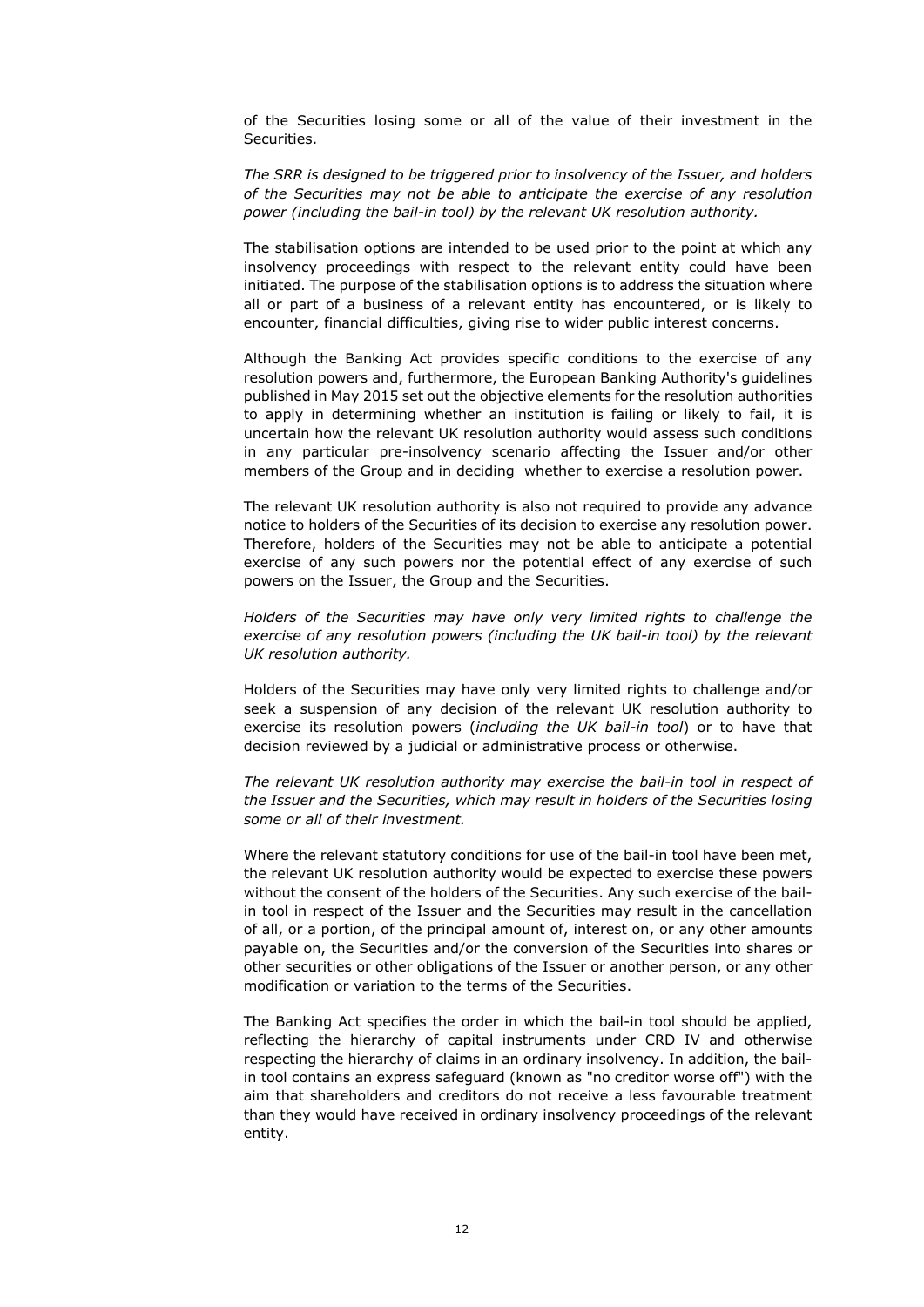of the Securities losing some or all of the value of their investment in the Securities.

*The SRR is designed to be triggered prior to insolvency of the Issuer, and holders of the Securities may not be able to anticipate the exercise of any resolution power (including the bail-in tool) by the relevant UK resolution authority.*

The stabilisation options are intended to be used prior to the point at which any insolvency proceedings with respect to the relevant entity could have been initiated. The purpose of the stabilisation options is to address the situation where all or part of a business of a relevant entity has encountered, or is likely to encounter, financial difficulties, giving rise to wider public interest concerns.

Although the Banking Act provides specific conditions to the exercise of any resolution powers and, furthermore, the European Banking Authority's guidelines published in May 2015 set out the objective elements for the resolution authorities to apply in determining whether an institution is failing or likely to fail, it is uncertain how the relevant UK resolution authority would assess such conditions in any particular pre-insolvency scenario affecting the Issuer and/or other members of the Group and in deciding whether to exercise a resolution power.

The relevant UK resolution authority is also not required to provide any advance notice to holders of the Securities of its decision to exercise any resolution power. Therefore, holders of the Securities may not be able to anticipate a potential exercise of any such powers nor the potential effect of any exercise of such powers on the Issuer, the Group and the Securities.

*Holders of the Securities may have only very limited rights to challenge the exercise of any resolution powers (including the UK bail-in tool) by the relevant UK resolution authority.*

Holders of the Securities may have only very limited rights to challenge and/or seek a suspension of any decision of the relevant UK resolution authority to exercise its resolution powers (*including the UK bail-in tool*) or to have that decision reviewed by a judicial or administrative process or otherwise.

*The relevant UK resolution authority may exercise the bail-in tool in respect of the Issuer and the Securities, which may result in holders of the Securities losing some or all of their investment.*

Where the relevant statutory conditions for use of the bail-in tool have been met, the relevant UK resolution authority would be expected to exercise these powers without the consent of the holders of the Securities. Any such exercise of the bail-in tool in respect of the Issuer and the Securities may result in the cancellation of all, or a portion, of the principal amount of, interest on, or any other amounts payable on, the Securities and/or the conversion of the Securities into shares or other securities or other obligations of the Issuer or another person, or any other modification or variation to the terms of the Securities.

The Banking Act specifies the order in which the bail-in tool should be applied, reflecting the hierarchy of capital instruments under CRD IV and otherwise respecting the hierarchy of claims in an ordinary insolvency. In addition, the bail-in tool contains an express safeguard (known as "no creditor worse off") with the aim that shareholders and creditors do not receive a less favourable treatment than they would have received in ordinary insolvency proceedings of the relevant entity.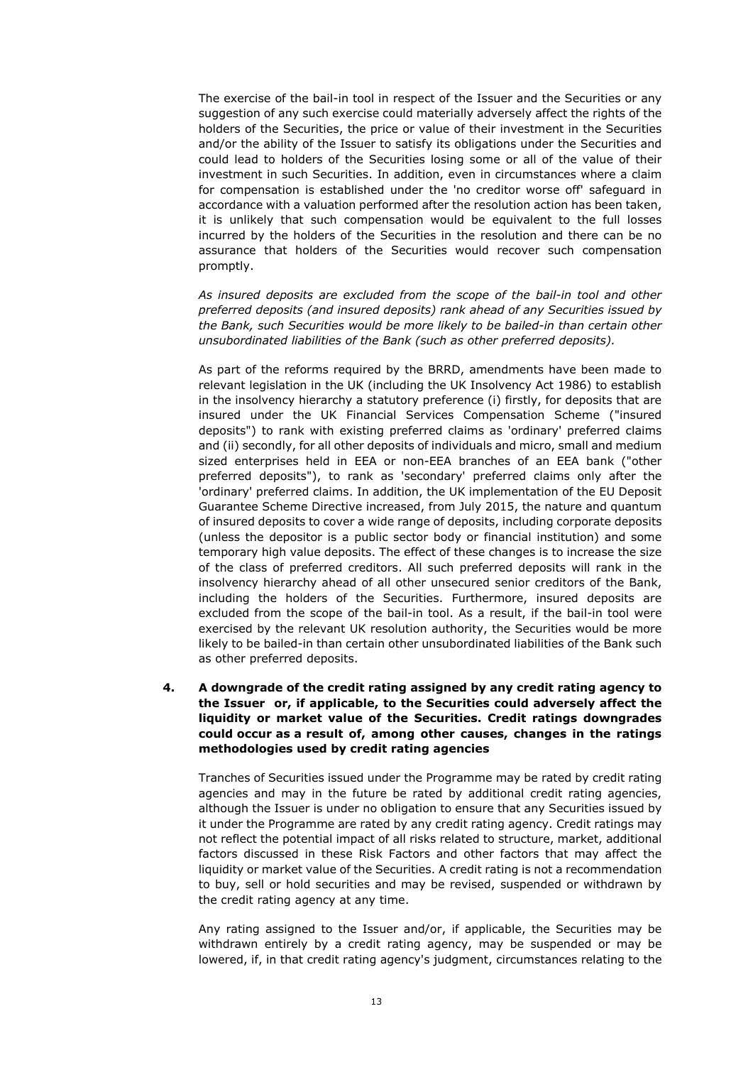The exercise of the bail-in tool in respect of the Issuer and the Securities or any suggestion of any such exercise could materially adversely affect the rights of the holders of the Securities, the price or value of their investment in the Securities and/or the ability of the Issuer to satisfy its obligations under the Securities and could lead to holders of the Securities losing some or all of the value of their investment in such Securities. In addition, even in circumstances where a claim for compensation is established under the 'no creditor worse off' safeguard in accordance with a valuation performed after the resolution action has been taken, it is unlikely that such compensation would be equivalent to the full losses incurred by the holders of the Securities in the resolution and there can be no assurance that holders of the Securities would recover such compensation promptly.

*As insured deposits are excluded from the scope of the bail-in tool and other preferred deposits (and insured deposits) rank ahead of any Securities issued by the Bank, such Securities would be more likely to be bailed-in than certain other unsubordinated liabilities of the Bank (such as other preferred deposits).*

As part of the reforms required by the BRRD, amendments have been made to relevant legislation in the UK (including the UK Insolvency Act 1986) to establish in the insolvency hierarchy a statutory preference (i) firstly, for deposits that are insured under the UK Financial Services Compensation Scheme ("insured deposits") to rank with existing preferred claims as 'ordinary' preferred claims and (ii) secondly, for all other deposits of individuals and micro, small and medium sized enterprises held in EEA or non-EEA branches of an EEA bank ("other preferred deposits"), to rank as 'secondary' preferred claims only after the 'ordinary' preferred claims. In addition, the UK implementation of the EU Deposit Guarantee Scheme Directive increased, from July 2015, the nature and quantum of insured deposits to cover a wide range of deposits, including corporate deposits (unless the depositor is a public sector body or financial institution) and some temporary high value deposits. The effect of these changes is to increase the size of the class of preferred creditors. All such preferred deposits will rank in the insolvency hierarchy ahead of all other unsecured senior creditors of the Bank, including the holders of the Securities. Furthermore, insured deposits are excluded from the scope of the bail-in tool. As a result, if the bail-in tool were exercised by the relevant UK resolution authority, the Securities would be more likely to be bailed-in than certain other unsubordinated liabilities of the Bank such as other preferred deposits.

**4. A downgrade of the credit rating assigned by any credit rating agency to the Issuer or, if applicable, to the Securities could adversely affect the liquidity or market value of the Securities. Credit ratings downgrades could occur as a result of, among other causes, changes in the ratings methodologies used by credit rating agencies**

Tranches of Securities issued under the Programme may be rated by credit rating agencies and may in the future be rated by additional credit rating agencies, although the Issuer is under no obligation to ensure that any Securities issued by it under the Programme are rated by any credit rating agency. Credit ratings may not reflect the potential impact of all risks related to structure, market, additional factors discussed in these Risk Factors and other factors that may affect the liquidity or market value of the Securities. A credit rating is not a recommendation to buy, sell or hold securities and may be revised, suspended or withdrawn by the credit rating agency at any time.

Any rating assigned to the Issuer and/or, if applicable, the Securities may be withdrawn entirely by a credit rating agency, may be suspended or may be lowered, if, in that credit rating agency's judgment, circumstances relating to the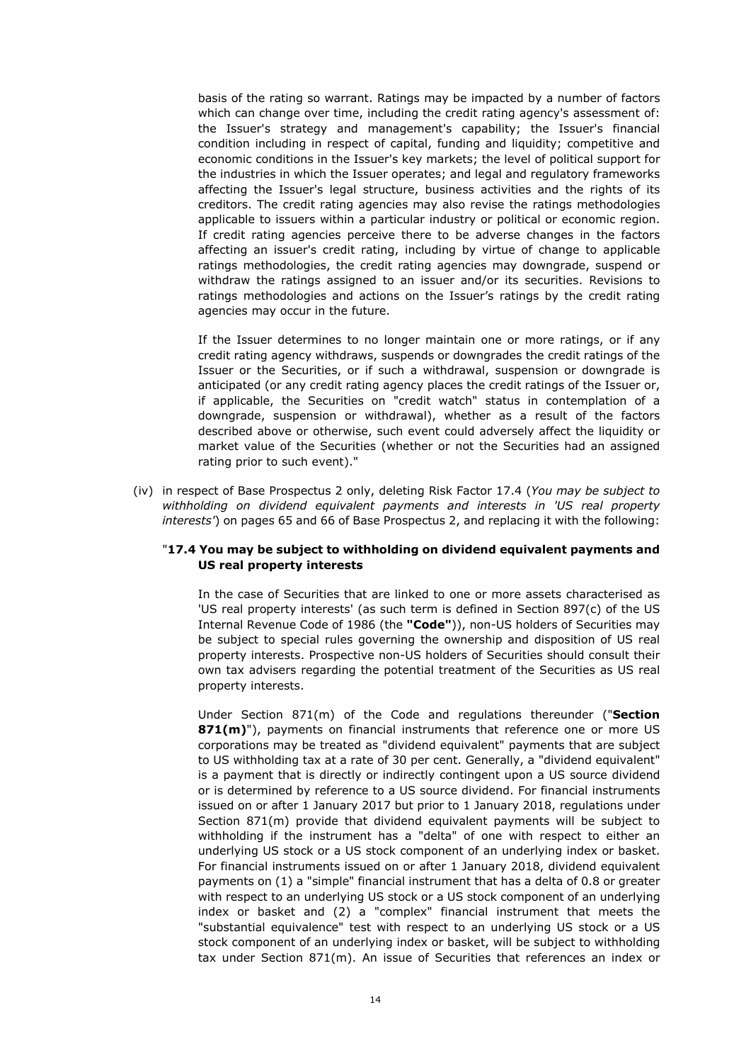basis of the rating so warrant. Ratings may be impacted by a number of factors which can change over time, including the credit rating agency's assessment of: the Issuer's strategy and management's capability; the Issuer's financial condition including in respect of capital, funding and liquidity; competitive and economic conditions in the Issuer's key markets; the level of political support for the industries in which the Issuer operates; and legal and regulatory frameworks affecting the Issuer's legal structure, business activities and the rights of its creditors. The credit rating agencies may also revise the ratings methodologies applicable to issuers within a particular industry or political or economic region. If credit rating agencies perceive there to be adverse changes in the factors affecting an issuer's credit rating, including by virtue of change to applicable ratings methodologies, the credit rating agencies may downgrade, suspend or withdraw the ratings assigned to an issuer and/or its securities. Revisions to ratings methodologies and actions on the Issuer's ratings by the credit rating agencies may occur in the future.

If the Issuer determines to no longer maintain one or more ratings, or if any credit rating agency withdraws, suspends or downgrades the credit ratings of the Issuer or the Securities, or if such a withdrawal, suspension or downgrade is anticipated (or any credit rating agency places the credit ratings of the Issuer or, if applicable, the Securities on "credit watch" status in contemplation of a downgrade, suspension or withdrawal), whether as a result of the factors described above or otherwise, such event could adversely affect the liquidity or market value of the Securities (whether or not the Securities had an assigned rating prior to such event)."

(iv) in respect of Base Prospectus 2 only, deleting Risk Factor 17.4 (*You may be subject to withholding on dividend equivalent payments and interests in 'US real property interests'*) on pages 65 and 66 of Base Prospectus 2, and replacing it with the following:

"**17.4 You may be subject to withholding on dividend equivalent payments and US real property interests**

In the case of Securities that are linked to one or more assets characterised as 'US real property interests' (as such term is defined in Section 897(c) of the US Internal Revenue Code of 1986 (the **"Code"**)), non-US holders of Securities may be subject to special rules governing the ownership and disposition of US real property interests. Prospective non-US holders of Securities should consult their own tax advisers regarding the potential treatment of the Securities as US real property interests.

Under Section 871(m) of the Code and regulations thereunder ("**Section 871(m)**"), payments on financial instruments that reference one or more US corporations may be treated as "dividend equivalent" payments that are subject to US withholding tax at a rate of 30 per cent. Generally, a "dividend equivalent" is a payment that is directly or indirectly contingent upon a US source dividend or is determined by reference to a US source dividend. For financial instruments issued on or after 1 January 2017 but prior to 1 January 2018, regulations under Section 871(m) provide that dividend equivalent payments will be subject to withholding if the instrument has a "delta" of one with respect to either an underlying US stock or a US stock component of an underlying index or basket. For financial instruments issued on or after 1 January 2018, dividend equivalent payments on (1) a "simple" financial instrument that has a delta of 0.8 or greater with respect to an underlying US stock or a US stock component of an underlying index or basket and (2) a "complex" financial instrument that meets the "substantial equivalence" test with respect to an underlying US stock or a US stock component of an underlying index or basket, will be subject to withholding tax under Section 871(m). An issue of Securities that references an index or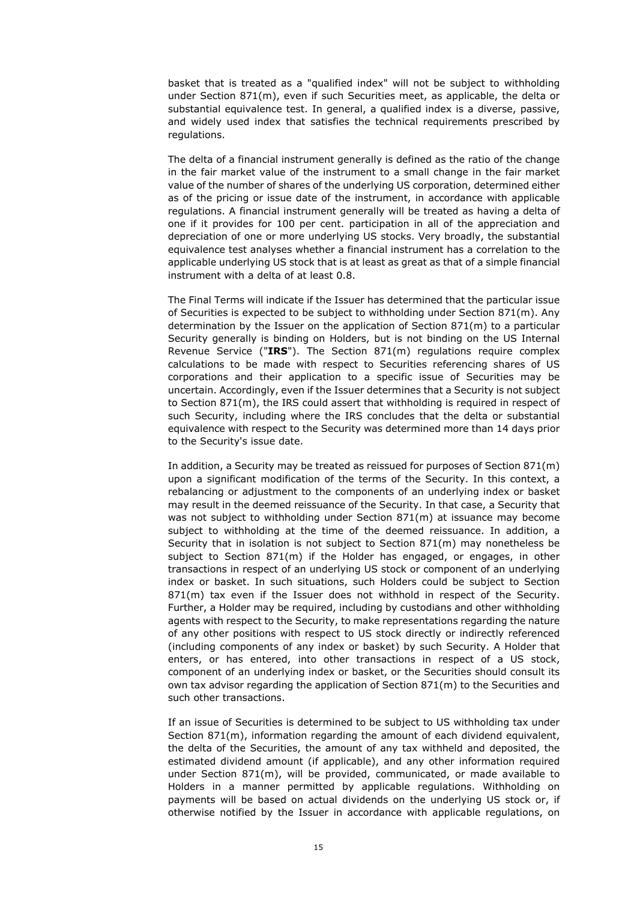basket that is treated as a "qualified index" will not be subject to withholding under Section 871(m), even if such Securities meet, as applicable, the delta or substantial equivalence test. In general, a qualified index is a diverse, passive, and widely used index that satisfies the technical requirements prescribed by regulations.

The delta of a financial instrument generally is defined as the ratio of the change in the fair market value of the instrument to a small change in the fair market value of the number of shares of the underlying US corporation, determined either as of the pricing or issue date of the instrument, in accordance with applicable regulations. A financial instrument generally will be treated as having a delta of one if it provides for 100 per cent. participation in all of the appreciation and depreciation of one or more underlying US stocks. Very broadly, the substantial equivalence test analyses whether a financial instrument has a correlation to the applicable underlying US stock that is at least as great as that of a simple financial instrument with a delta of at least 0.8.

The Final Terms will indicate if the Issuer has determined that the particular issue of Securities is expected to be subject to withholding under Section 871(m). Any determination by the Issuer on the application of Section 871(m) to a particular Security generally is binding on Holders, but is not binding on the US Internal Revenue Service ("**IRS**"). The Section 871(m) regulations require complex calculations to be made with respect to Securities referencing shares of US corporations and their application to a specific issue of Securities may be uncertain. Accordingly, even if the Issuer determines that a Security is not subject to Section 871(m), the IRS could assert that withholding is required in respect of such Security, including where the IRS concludes that the delta or substantial equivalence with respect to the Security was determined more than 14 days prior to the Security's issue date.

In addition, a Security may be treated as reissued for purposes of Section 871(m) upon a significant modification of the terms of the Security. In this context, a rebalancing or adjustment to the components of an underlying index or basket may result in the deemed reissuance of the Security. In that case, a Security that was not subject to withholding under Section 871(m) at issuance may become subject to withholding at the time of the deemed reissuance. In addition, a Security that in isolation is not subject to Section 871(m) may nonetheless be subject to Section 871(m) if the Holder has engaged, or engages, in other transactions in respect of an underlying US stock or component of an underlying index or basket. In such situations, such Holders could be subject to Section 871(m) tax even if the Issuer does not withhold in respect of the Security. Further, a Holder may be required, including by custodians and other withholding agents with respect to the Security, to make representations regarding the nature of any other positions with respect to US stock directly or indirectly referenced (including components of any index or basket) by such Security. A Holder that enters, or has entered, into other transactions in respect of a US stock, component of an underlying index or basket, or the Securities should consult its own tax advisor regarding the application of Section 871(m) to the Securities and such other transactions.

If an issue of Securities is determined to be subject to US withholding tax under Section 871(m), information regarding the amount of each dividend equivalent, the delta of the Securities, the amount of any tax withheld and deposited, the estimated dividend amount (if applicable), and any other information required under Section 871(m), will be provided, communicated, or made available to Holders in a manner permitted by applicable regulations. Withholding on payments will be based on actual dividends on the underlying US stock or, if otherwise notified by the Issuer in accordance with applicable regulations, on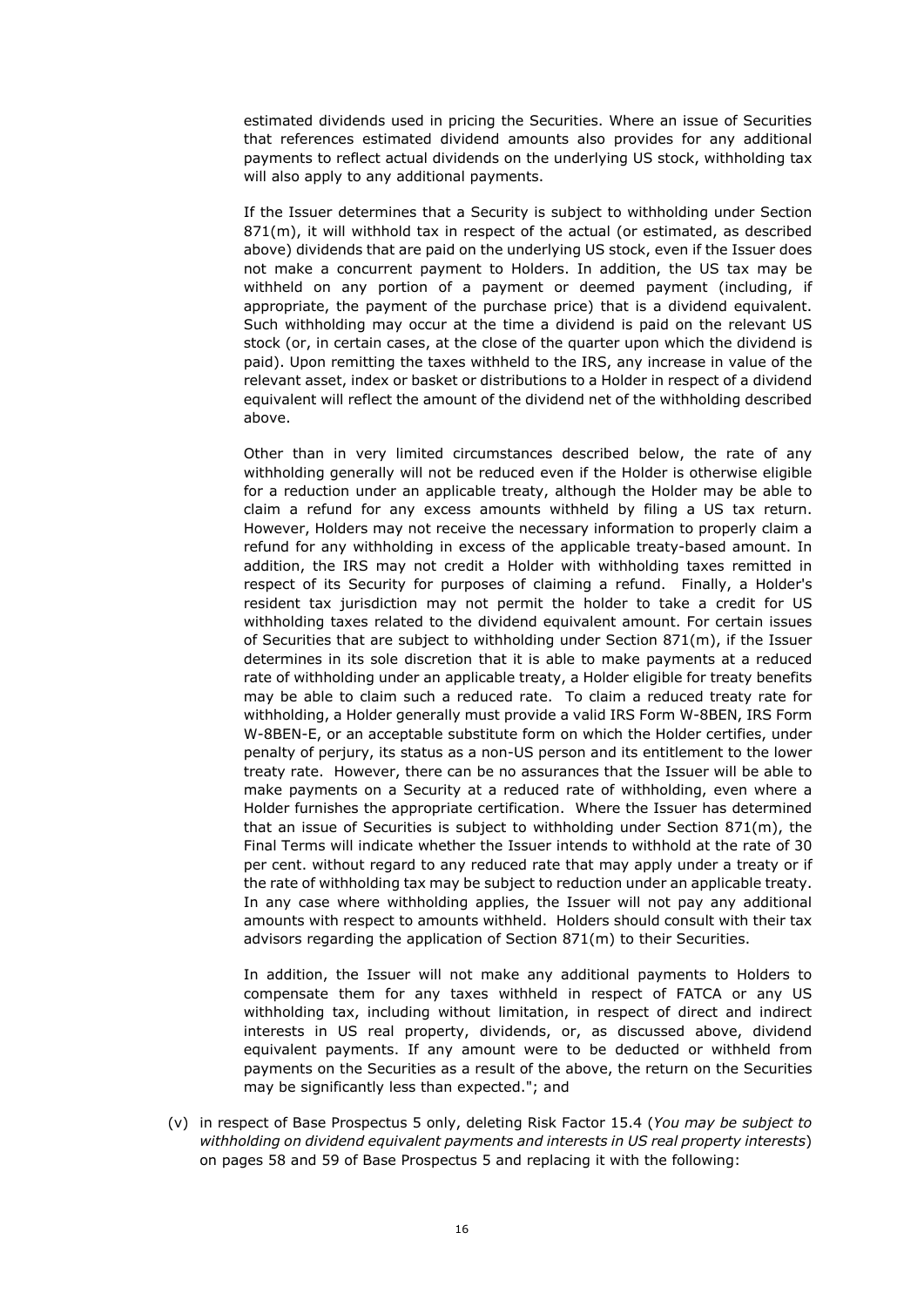estimated dividends used in pricing the Securities. Where an issue of Securities that references estimated dividend amounts also provides for any additional payments to reflect actual dividends on the underlying US stock, withholding tax will also apply to any additional payments.

If the Issuer determines that a Security is subject to withholding under Section 871(m), it will withhold tax in respect of the actual (or estimated, as described above) dividends that are paid on the underlying US stock, even if the Issuer does not make a concurrent payment to Holders. In addition, the US tax may be withheld on any portion of a payment or deemed payment (including, if appropriate, the payment of the purchase price) that is a dividend equivalent. Such withholding may occur at the time a dividend is paid on the relevant US stock (or, in certain cases, at the close of the quarter upon which the dividend is paid). Upon remitting the taxes withheld to the IRS, any increase in value of the relevant asset, index or basket or distributions to a Holder in respect of a dividend equivalent will reflect the amount of the dividend net of the withholding described above.

Other than in very limited circumstances described below, the rate of any withholding generally will not be reduced even if the Holder is otherwise eligible for a reduction under an applicable treaty, although the Holder may be able to claim a refund for any excess amounts withheld by filing a US tax return. However, Holders may not receive the necessary information to properly claim a refund for any withholding in excess of the applicable treaty-based amount. In addition, the IRS may not credit a Holder with withholding taxes remitted in respect of its Security for purposes of claiming a refund. Finally, a Holder's resident tax jurisdiction may not permit the holder to take a credit for US withholding taxes related to the dividend equivalent amount. For certain issues of Securities that are subject to withholding under Section 871(m), if the Issuer determines in its sole discretion that it is able to make payments at a reduced rate of withholding under an applicable treaty, a Holder eligible for treaty benefits may be able to claim such a reduced rate. To claim a reduced treaty rate for withholding, a Holder generally must provide a valid IRS Form W-8BEN, IRS Form W-8BEN-E, or an acceptable substitute form on which the Holder certifies, under penalty of perjury, its status as a non-US person and its entitlement to the lower treaty rate. However, there can be no assurances that the Issuer will be able to make payments on a Security at a reduced rate of withholding, even where a Holder furnishes the appropriate certification. Where the Issuer has determined that an issue of Securities is subject to withholding under Section 871(m), the Final Terms will indicate whether the Issuer intends to withhold at the rate of 30 per cent. without regard to any reduced rate that may apply under a treaty or if the rate of withholding tax may be subject to reduction under an applicable treaty. In any case where withholding applies, the Issuer will not pay any additional amounts with respect to amounts withheld. Holders should consult with their tax advisors regarding the application of Section 871(m) to their Securities.

In addition, the Issuer will not make any additional payments to Holders to compensate them for any taxes withheld in respect of FATCA or any US withholding tax, including without limitation, in respect of direct and indirect interests in US real property, dividends, or, as discussed above, dividend equivalent payments. If any amount were to be deducted or withheld from payments on the Securities as a result of the above, the return on the Securities may be significantly less than expected."; and

(v) in respect of Base Prospectus 5 only, deleting Risk Factor 15.4 (*You may be subject to withholding on dividend equivalent payments and interests in US real property interests*) on pages 58 and 59 of Base Prospectus 5 and replacing it with the following: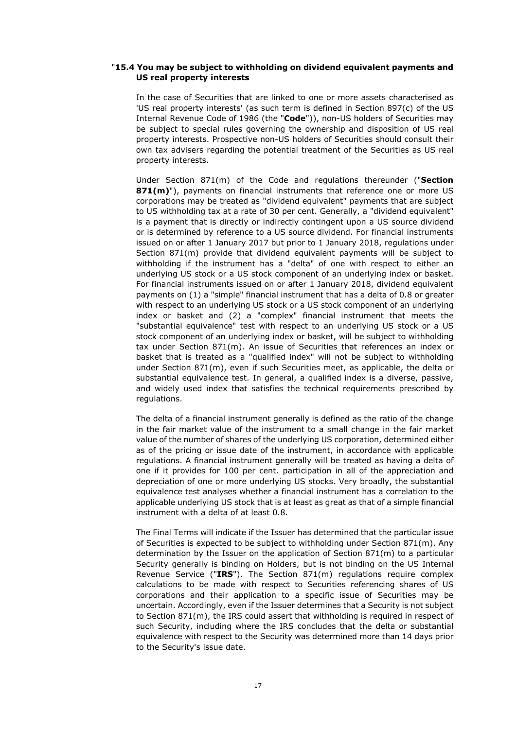"**15.4 You may be subject to withholding on dividend equivalent payments and US real property interests**

In the case of Securities that are linked to one or more assets characterised as 'US real property interests' (as such term is defined in Section 897(c) of the US Internal Revenue Code of 1986 (the "**Code**")), non-US holders of Securities may be subject to special rules governing the ownership and disposition of US real property interests. Prospective non-US holders of Securities should consult their own tax advisers regarding the potential treatment of the Securities as US real property interests.

Under Section 871(m) of the Code and regulations thereunder ("**Section 871(m)**"), payments on financial instruments that reference one or more US corporations may be treated as "dividend equivalent" payments that are subject to US withholding tax at a rate of 30 per cent. Generally, a "dividend equivalent" is a payment that is directly or indirectly contingent upon a US source dividend or is determined by reference to a US source dividend. For financial instruments issued on or after 1 January 2017 but prior to 1 January 2018, regulations under Section 871(m) provide that dividend equivalent payments will be subject to withholding if the instrument has a "delta" of one with respect to either an underlying US stock or a US stock component of an underlying index or basket. For financial instruments issued on or after 1 January 2018, dividend equivalent payments on (1) a "simple" financial instrument that has a delta of 0.8 or greater with respect to an underlying US stock or a US stock component of an underlying index or basket and (2) a "complex" financial instrument that meets the "substantial equivalence" test with respect to an underlying US stock or a US stock component of an underlying index or basket, will be subject to withholding tax under Section 871(m). An issue of Securities that references an index or basket that is treated as a "qualified index" will not be subject to withholding under Section 871(m), even if such Securities meet, as applicable, the delta or substantial equivalence test. In general, a qualified index is a diverse, passive, and widely used index that satisfies the technical requirements prescribed by regulations.

The delta of a financial instrument generally is defined as the ratio of the change in the fair market value of the instrument to a small change in the fair market value of the number of shares of the underlying US corporation, determined either as of the pricing or issue date of the instrument, in accordance with applicable regulations. A financial instrument generally will be treated as having a delta of one if it provides for 100 per cent. participation in all of the appreciation and depreciation of one or more underlying US stocks. Very broadly, the substantial equivalence test analyses whether a financial instrument has a correlation to the applicable underlying US stock that is at least as great as that of a simple financial instrument with a delta of at least 0.8.

The Final Terms will indicate if the Issuer has determined that the particular issue of Securities is expected to be subject to withholding under Section 871(m). Any determination by the Issuer on the application of Section 871(m) to a particular Security generally is binding on Holders, but is not binding on the US Internal Revenue Service ("**IRS**"). The Section 871(m) regulations require complex calculations to be made with respect to Securities referencing shares of US corporations and their application to a specific issue of Securities may be uncertain. Accordingly, even if the Issuer determines that a Security is not subject to Section 871(m), the IRS could assert that withholding is required in respect of such Security, including where the IRS concludes that the delta or substantial equivalence with respect to the Security was determined more than 14 days prior to the Security's issue date.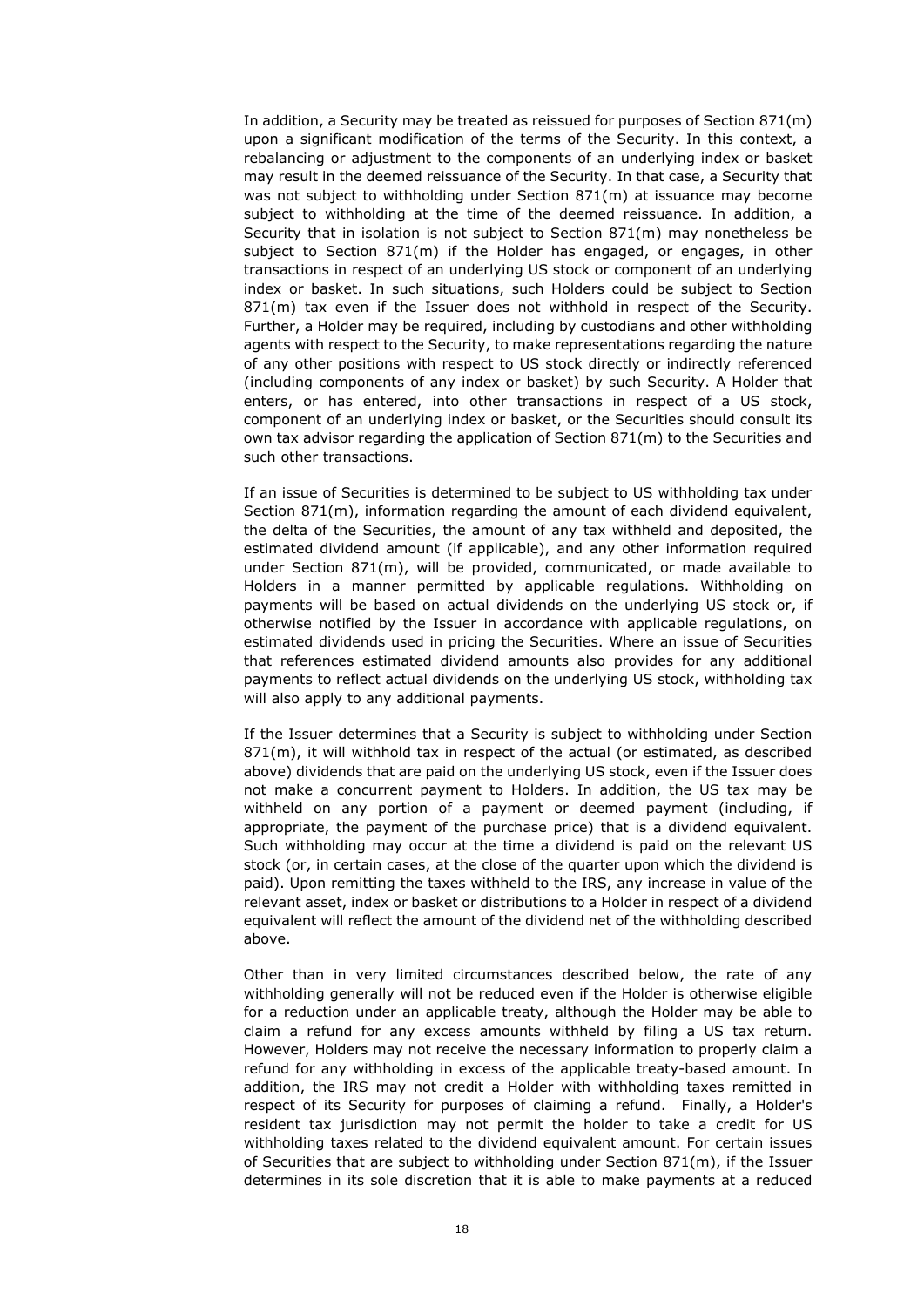In addition, a Security may be treated as reissued for purposes of Section 871(m) upon a significant modification of the terms of the Security. In this context, a rebalancing or adjustment to the components of an underlying index or basket may result in the deemed reissuance of the Security. In that case, a Security that was not subject to withholding under Section 871(m) at issuance may become subject to withholding at the time of the deemed reissuance. In addition, a Security that in isolation is not subject to Section 871(m) may nonetheless be subject to Section 871(m) if the Holder has engaged, or engages, in other transactions in respect of an underlying US stock or component of an underlying index or basket. In such situations, such Holders could be subject to Section 871(m) tax even if the Issuer does not withhold in respect of the Security. Further, a Holder may be required, including by custodians and other withholding agents with respect to the Security, to make representations regarding the nature of any other positions with respect to US stock directly or indirectly referenced (including components of any index or basket) by such Security. A Holder that enters, or has entered, into other transactions in respect of a US stock, component of an underlying index or basket, or the Securities should consult its own tax advisor regarding the application of Section 871(m) to the Securities and such other transactions.

If an issue of Securities is determined to be subject to US withholding tax under Section 871(m), information regarding the amount of each dividend equivalent, the delta of the Securities, the amount of any tax withheld and deposited, the estimated dividend amount (if applicable), and any other information required under Section 871(m), will be provided, communicated, or made available to Holders in a manner permitted by applicable regulations. Withholding on payments will be based on actual dividends on the underlying US stock or, if otherwise notified by the Issuer in accordance with applicable regulations, on estimated dividends used in pricing the Securities. Where an issue of Securities that references estimated dividend amounts also provides for any additional payments to reflect actual dividends on the underlying US stock, withholding tax will also apply to any additional payments.

If the Issuer determines that a Security is subject to withholding under Section 871(m), it will withhold tax in respect of the actual (or estimated, as described above) dividends that are paid on the underlying US stock, even if the Issuer does not make a concurrent payment to Holders. In addition, the US tax may be withheld on any portion of a payment or deemed payment (including, if appropriate, the payment of the purchase price) that is a dividend equivalent. Such withholding may occur at the time a dividend is paid on the relevant US stock (or, in certain cases, at the close of the quarter upon which the dividend is paid). Upon remitting the taxes withheld to the IRS, any increase in value of the relevant asset, index or basket or distributions to a Holder in respect of a dividend equivalent will reflect the amount of the dividend net of the withholding described above.

Other than in very limited circumstances described below, the rate of any withholding generally will not be reduced even if the Holder is otherwise eligible for a reduction under an applicable treaty, although the Holder may be able to claim a refund for any excess amounts withheld by filing a US tax return. However, Holders may not receive the necessary information to properly claim a refund for any withholding in excess of the applicable treaty-based amount. In addition, the IRS may not credit a Holder with withholding taxes remitted in respect of its Security for purposes of claiming a refund. Finally, a Holder's resident tax jurisdiction may not permit the holder to take a credit for US withholding taxes related to the dividend equivalent amount. For certain issues of Securities that are subject to withholding under Section 871(m), if the Issuer determines in its sole discretion that it is able to make payments at a reduced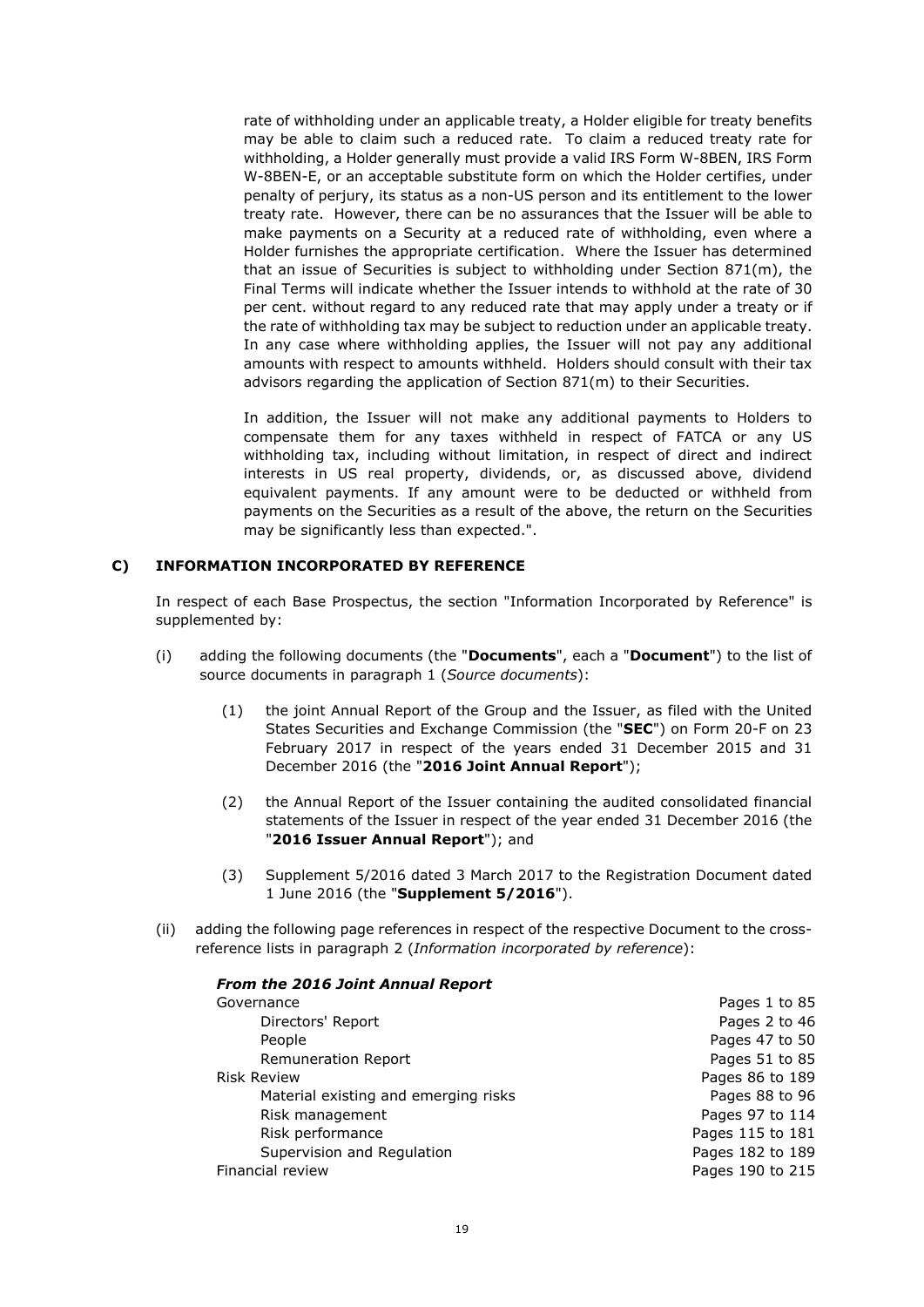rate of withholding under an applicable treaty, a Holder eligible for treaty benefits may be able to claim such a reduced rate. To claim a reduced treaty rate for withholding, a Holder generally must provide a valid IRS Form W-8BEN, IRS Form W-8BEN-E, or an acceptable substitute form on which the Holder certifies, under penalty of perjury, its status as a non-US person and its entitlement to the lower treaty rate. However, there can be no assurances that the Issuer will be able to make payments on a Security at a reduced rate of withholding, even where a Holder furnishes the appropriate certification. Where the Issuer has determined that an issue of Securities is subject to withholding under Section 871(m), the Final Terms will indicate whether the Issuer intends to withhold at the rate of 30 per cent. without regard to any reduced rate that may apply under a treaty or if the rate of withholding tax may be subject to reduction under an applicable treaty. In any case where withholding applies, the Issuer will not pay any additional amounts with respect to amounts withheld. Holders should consult with their tax advisors regarding the application of Section 871(m) to their Securities.

In addition, the Issuer will not make any additional payments to Holders to compensate them for any taxes withheld in respect of FATCA or any US withholding tax, including without limitation, in respect of direct and indirect interests in US real property, dividends, or, as discussed above, dividend equivalent payments. If any amount were to be deducted or withheld from payments on the Securities as a result of the above, the return on the Securities may be significantly less than expected.".

## C) INFORMATION INCORPORATED BY REFERENCE

In respect of each Base Prospectus, the section "Information Incorporated by Reference" is supplemented by:

(i) adding the following documents (the "**Documents**", each a "**Document**") to the list of source documents in paragraph 1 (*Source documents*):

   (1) the joint Annual Report of the Group and the Issuer, as filed with the United States Securities and Exchange Commission (the "**SEC**") on Form 20-F on 23 February 2017 in respect of the years ended 31 December 2015 and 31 December 2016 (the "**2016 Joint Annual Report**");

   (2) the Annual Report of the Issuer containing the audited consolidated financial statements of the Issuer in respect of the year ended 31 December 2016 (the "**2016 Issuer Annual Report**"); and

   (3) Supplement 5/2016 dated 3 March 2017 to the Registration Document dated 1 June 2016 (the "**Supplement 5/2016**").

(ii) adding the following page references in respect of the respective Document to the cross-reference lists in paragraph 2 (*Information incorporated by reference*):

***From the 2016 Joint Annual Report***

| | |
|---|---|
| Governance | Pages 1 to 85 |
| Directors' Report | Pages 2 to 46 |
| People | Pages 47 to 50 |
| Remuneration Report | Pages 51 to 85 |
| Risk Review | Pages 86 to 189 |
| Material existing and emerging risks | Pages 88 to 96 |
| Risk management | Pages 97 to 114 |
| Risk performance | Pages 115 to 181 |
| Supervision and Regulation | Pages 182 to 189 |
| Financial review | Pages 190 to 215 |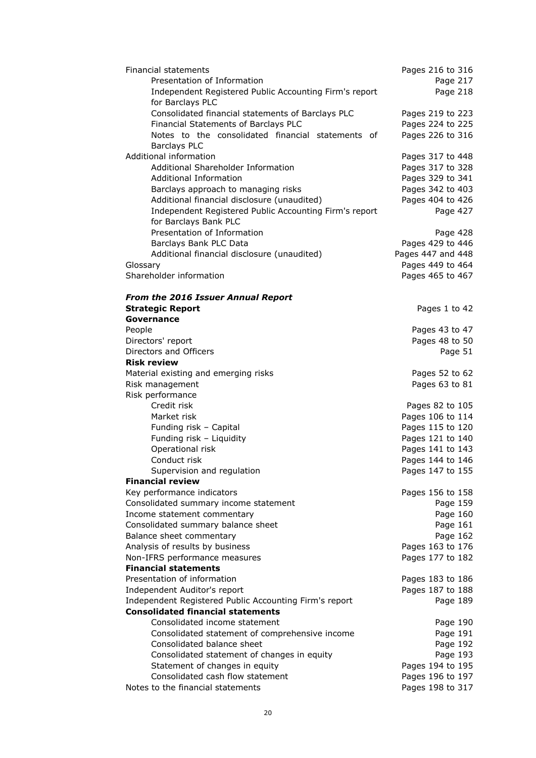| | |
|---|---|
| Financial statements | Pages 216 to 316 |
| Presentation of Information | Page 217 |
| Independent Registered Public Accounting Firm's report for Barclays PLC | Page 218 |
| Consolidated financial statements of Barclays PLC | Pages 219 to 223 |
| Financial Statements of Barclays PLC | Pages 224 to 225 |
| Notes to the consolidated financial statements of Barclays PLC | Pages 226 to 316 |
| Additional information | Pages 317 to 448 |
| Additional Shareholder Information | Pages 317 to 328 |
| Additional Information | Pages 329 to 341 |
| Barclays approach to managing risks | Pages 342 to 403 |
| Additional financial disclosure (unaudited) | Pages 404 to 426 |
| Independent Registered Public Accounting Firm's report for Barclays Bank PLC | Page 427 |
| Presentation of Information | Page 428 |
| Barclays Bank PLC Data | Pages 429 to 446 |
| Additional financial disclosure (unaudited) | Pages 447 and 448 |
| Glossary | Pages 449 to 464 |
| Shareholder information | Pages 465 to 467 |

***From the 2016 Issuer Annual Report***

| | |
|---|---|
| **Strategic Report** | Pages 1 to 42 |
| **Governance** | |
| People | Pages 43 to 47 |
| Directors' report | Pages 48 to 50 |
| Directors and Officers | Page 51 |
| **Risk review** | |
| Material existing and emerging risks | Pages 52 to 62 |
| Risk management | Pages 63 to 81 |
| Risk performance | |
| Credit risk | Pages 82 to 105 |
| Market risk | Pages 106 to 114 |
| Funding risk – Capital | Pages 115 to 120 |
| Funding risk – Liquidity | Pages 121 to 140 |
| Operational risk | Pages 141 to 143 |
| Conduct risk | Pages 144 to 146 |
| Supervision and regulation | Pages 147 to 155 |
| **Financial review** | |
| Key performance indicators | Pages 156 to 158 |
| Consolidated summary income statement | Page 159 |
| Income statement commentary | Page 160 |
| Consolidated summary balance sheet | Page 161 |
| Balance sheet commentary | Page 162 |
| Analysis of results by business | Pages 163 to 176 |
| Non-IFRS performance measures | Pages 177 to 182 |
| **Financial statements** | |
| Presentation of information | Pages 183 to 186 |
| Independent Auditor's report | Pages 187 to 188 |
| Independent Registered Public Accounting Firm's report | Page 189 |
| **Consolidated financial statements** | |
| Consolidated income statement | Page 190 |
| Consolidated statement of comprehensive income | Page 191 |
| Consolidated balance sheet | Page 192 |
| Consolidated statement of changes in equity | Page 193 |
| Statement of changes in equity | Pages 194 to 195 |
| Consolidated cash flow statement | Pages 196 to 197 |
| Notes to the financial statements | Pages 198 to 317 |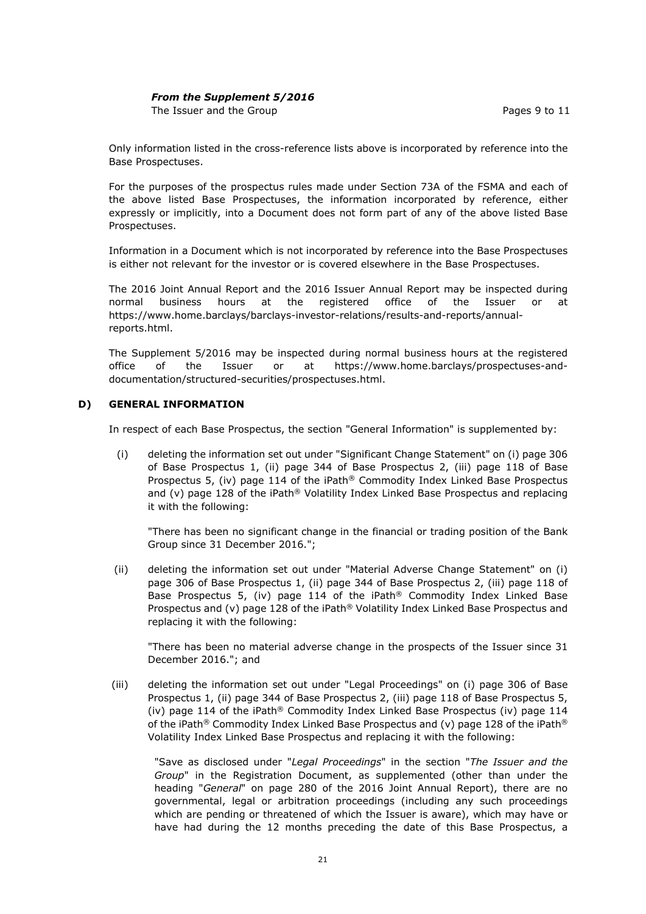*From the Supplement 5/2016*

The Issuer and the Group Pages 9 to 11

Only information listed in the cross-reference lists above is incorporated by reference into the Base Prospectuses.

For the purposes of the prospectus rules made under Section 73A of the FSMA and each of the above listed Base Prospectuses, the information incorporated by reference, either expressly or implicitly, into a Document does not form part of any of the above listed Base Prospectuses.

Information in a Document which is not incorporated by reference into the Base Prospectuses is either not relevant for the investor or is covered elsewhere in the Base Prospectuses.

The 2016 Joint Annual Report and the 2016 Issuer Annual Report may be inspected during normal business hours at the registered office of the Issuer or at https://www.home.barclays/barclays-investor-relations/results-and-reports/annual-reports.html.

The Supplement 5/2016 may be inspected during normal business hours at the registered office of the Issuer or at https://www.home.barclays/prospectuses-and-documentation/structured-securities/prospectuses.html.

**D) GENERAL INFORMATION**

In respect of each Base Prospectus, the section "General Information" is supplemented by:

(i) deleting the information set out under "Significant Change Statement" on (i) page 306 of Base Prospectus 1, (ii) page 344 of Base Prospectus 2, (iii) page 118 of Base Prospectus 5, (iv) page 114 of the iPath® Commodity Index Linked Base Prospectus and (v) page 128 of the iPath® Volatility Index Linked Base Prospectus and replacing it with the following:

"There has been no significant change in the financial or trading position of the Bank Group since 31 December 2016.";

(ii) deleting the information set out under "Material Adverse Change Statement" on (i) page 306 of Base Prospectus 1, (ii) page 344 of Base Prospectus 2, (iii) page 118 of Base Prospectus 5, (iv) page 114 of the iPath® Commodity Index Linked Base Prospectus and (v) page 128 of the iPath® Volatility Index Linked Base Prospectus and replacing it with the following:

"There has been no material adverse change in the prospects of the Issuer since 31 December 2016."; and

(iii) deleting the information set out under "Legal Proceedings" on (i) page 306 of Base Prospectus 1, (ii) page 344 of Base Prospectus 2, (iii) page 118 of Base Prospectus 5, (iv) page 114 of the iPath® Commodity Index Linked Base Prospectus (iv) page 114 of the iPath® Commodity Index Linked Base Prospectus and (v) page 128 of the iPath® Volatility Index Linked Base Prospectus and replacing it with the following:

"Save as disclosed under "*Legal Proceedings*" in the section "*The Issuer and the Group*" in the Registration Document, as supplemented (other than under the heading "*General*" on page 280 of the 2016 Joint Annual Report), there are no governmental, legal or arbitration proceedings (including any such proceedings which are pending or threatened of which the Issuer is aware), which may have or have had during the 12 months preceding the date of this Base Prospectus, a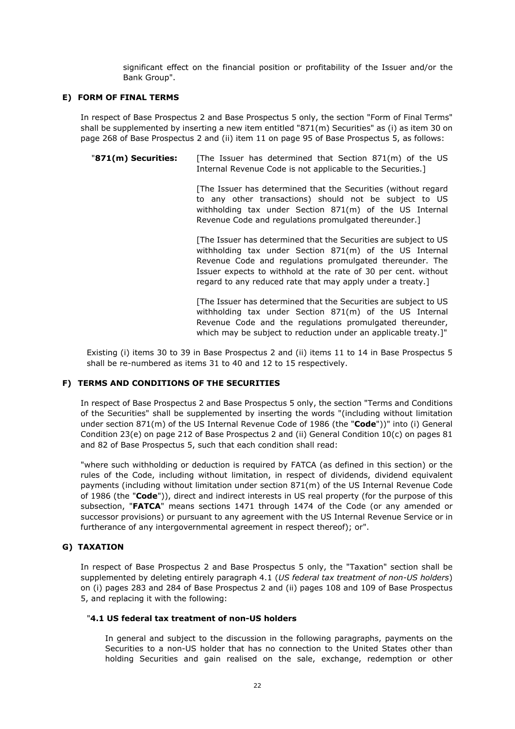significant effect on the financial position or profitability of the Issuer and/or the Bank Group".

### E) FORM OF FINAL TERMS

In respect of Base Prospectus 2 and Base Prospectus 5 only, the section "Form of Final Terms" shall be supplemented by inserting a new item entitled "871(m) Securities" as (i) as item 30 on page 268 of Base Prospectus 2 and (ii) item 11 on page 95 of Base Prospectus 5, as follows:

"**871(m) Securities:** [The Issuer has determined that Section 871(m) of the US Internal Revenue Code is not applicable to the Securities.]

[The Issuer has determined that the Securities (without regard to any other transactions) should not be subject to US withholding tax under Section 871(m) of the US Internal Revenue Code and regulations promulgated thereunder.]

[The Issuer has determined that the Securities are subject to US withholding tax under Section 871(m) of the US Internal Revenue Code and regulations promulgated thereunder. The Issuer expects to withhold at the rate of 30 per cent. without regard to any reduced rate that may apply under a treaty.]

[The Issuer has determined that the Securities are subject to US withholding tax under Section 871(m) of the US Internal Revenue Code and the regulations promulgated thereunder, which may be subject to reduction under an applicable treaty.]"

Existing (i) items 30 to 39 in Base Prospectus 2 and (ii) items 11 to 14 in Base Prospectus 5 shall be re-numbered as items 31 to 40 and 12 to 15 respectively.

### F) TERMS AND CONDITIONS OF THE SECURITIES

In respect of Base Prospectus 2 and Base Prospectus 5 only, the section "Terms and Conditions of the Securities" shall be supplemented by inserting the words "(including without limitation under section 871(m) of the US Internal Revenue Code of 1986 (the "**Code**"))" into (i) General Condition 23(e) on page 212 of Base Prospectus 2 and (ii) General Condition 10(c) on pages 81 and 82 of Base Prospectus 5, such that each condition shall read:

"where such withholding or deduction is required by FATCA (as defined in this section) or the rules of the Code, including without limitation, in respect of dividends, dividend equivalent payments (including without limitation under section 871(m) of the US Internal Revenue Code of 1986 (the "**Code**")), direct and indirect interests in US real property (for the purpose of this subsection, "**FATCA**" means sections 1471 through 1474 of the Code (or any amended or successor provisions) or pursuant to any agreement with the US Internal Revenue Service or in furtherance of any intergovernmental agreement in respect thereof); or".

### G) TAXATION

In respect of Base Prospectus 2 and Base Prospectus 5 only, the "Taxation" section shall be supplemented by deleting entirely paragraph 4.1 (*US federal tax treatment of non-US holders*) on (i) pages 283 and 284 of Base Prospectus 2 and (ii) pages 108 and 109 of Base Prospectus 5, and replacing it with the following:

"**4.1 US federal tax treatment of non-US holders**

In general and subject to the discussion in the following paragraphs, payments on the Securities to a non-US holder that has no connection to the United States other than holding Securities and gain realised on the sale, exchange, redemption or other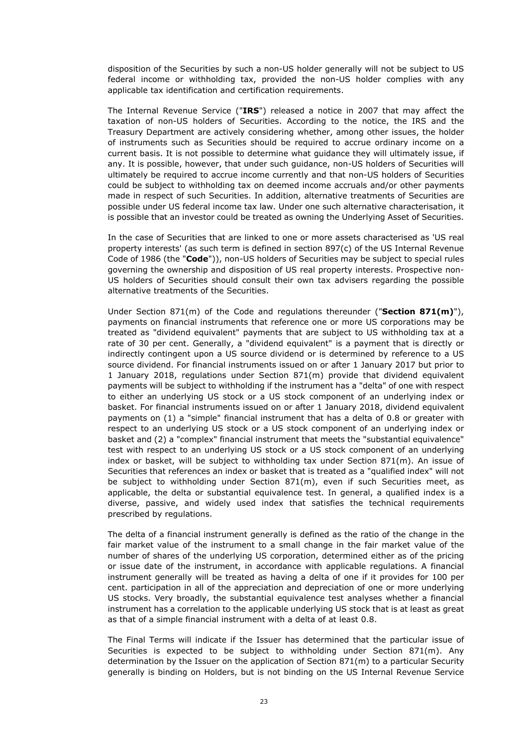disposition of the Securities by such a non-US holder generally will not be subject to US federal income or withholding tax, provided the non-US holder complies with any applicable tax identification and certification requirements.

The Internal Revenue Service ("**IRS**") released a notice in 2007 that may affect the taxation of non-US holders of Securities. According to the notice, the IRS and the Treasury Department are actively considering whether, among other issues, the holder of instruments such as Securities should be required to accrue ordinary income on a current basis. It is not possible to determine what guidance they will ultimately issue, if any. It is possible, however, that under such guidance, non-US holders of Securities will ultimately be required to accrue income currently and that non-US holders of Securities could be subject to withholding tax on deemed income accruals and/or other payments made in respect of such Securities. In addition, alternative treatments of Securities are possible under US federal income tax law. Under one such alternative characterisation, it is possible that an investor could be treated as owning the Underlying Asset of Securities.

In the case of Securities that are linked to one or more assets characterised as 'US real property interests' (as such term is defined in section 897(c) of the US Internal Revenue Code of 1986 (the "**Code**")), non-US holders of Securities may be subject to special rules governing the ownership and disposition of US real property interests. Prospective non-US holders of Securities should consult their own tax advisers regarding the possible alternative treatments of the Securities.

Under Section 871(m) of the Code and regulations thereunder ("**Section 871(m)**"), payments on financial instruments that reference one or more US corporations may be treated as "dividend equivalent" payments that are subject to US withholding tax at a rate of 30 per cent. Generally, a "dividend equivalent" is a payment that is directly or indirectly contingent upon a US source dividend or is determined by reference to a US source dividend. For financial instruments issued on or after 1 January 2017 but prior to 1 January 2018, regulations under Section 871(m) provide that dividend equivalent payments will be subject to withholding if the instrument has a "delta" of one with respect to either an underlying US stock or a US stock component of an underlying index or basket. For financial instruments issued on or after 1 January 2018, dividend equivalent payments on (1) a "simple" financial instrument that has a delta of 0.8 or greater with respect to an underlying US stock or a US stock component of an underlying index or basket and (2) a "complex" financial instrument that meets the "substantial equivalence" test with respect to an underlying US stock or a US stock component of an underlying index or basket, will be subject to withholding tax under Section 871(m). An issue of Securities that references an index or basket that is treated as a "qualified index" will not be subject to withholding under Section 871(m), even if such Securities meet, as applicable, the delta or substantial equivalence test. In general, a qualified index is a diverse, passive, and widely used index that satisfies the technical requirements prescribed by regulations.

The delta of a financial instrument generally is defined as the ratio of the change in the fair market value of the instrument to a small change in the fair market value of the number of shares of the underlying US corporation, determined either as of the pricing or issue date of the instrument, in accordance with applicable regulations. A financial instrument generally will be treated as having a delta of one if it provides for 100 per cent. participation in all of the appreciation and depreciation of one or more underlying US stocks. Very broadly, the substantial equivalence test analyses whether a financial instrument has a correlation to the applicable underlying US stock that is at least as great as that of a simple financial instrument with a delta of at least 0.8.

The Final Terms will indicate if the Issuer has determined that the particular issue of Securities is expected to be subject to withholding under Section 871(m). Any determination by the Issuer on the application of Section 871(m) to a particular Security generally is binding on Holders, but is not binding on the US Internal Revenue Service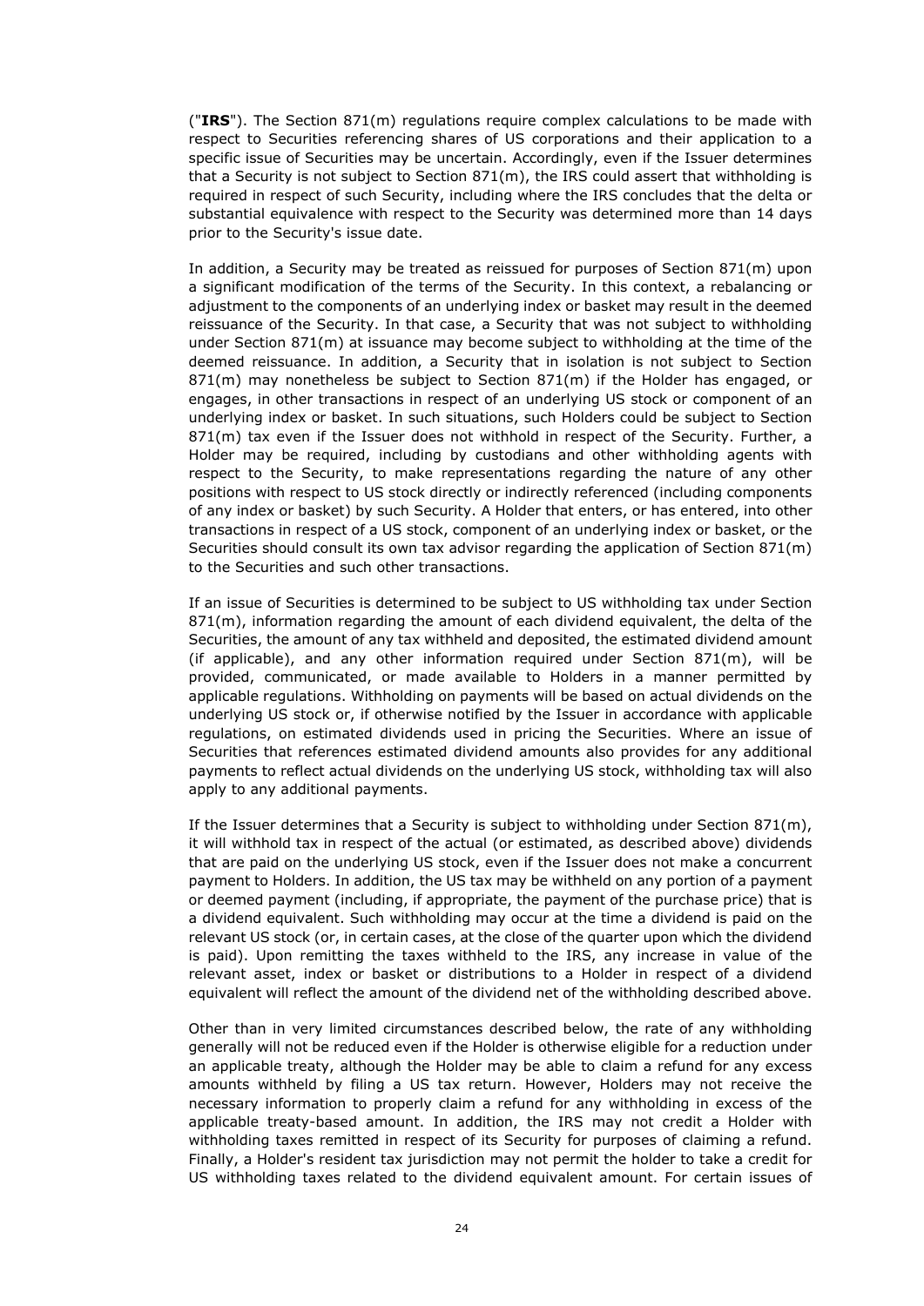("**IRS**"). The Section 871(m) regulations require complex calculations to be made with respect to Securities referencing shares of US corporations and their application to a specific issue of Securities may be uncertain. Accordingly, even if the Issuer determines that a Security is not subject to Section 871(m), the IRS could assert that withholding is required in respect of such Security, including where the IRS concludes that the delta or substantial equivalence with respect to the Security was determined more than 14 days prior to the Security's issue date.

In addition, a Security may be treated as reissued for purposes of Section 871(m) upon a significant modification of the terms of the Security. In this context, a rebalancing or adjustment to the components of an underlying index or basket may result in the deemed reissuance of the Security. In that case, a Security that was not subject to withholding under Section 871(m) at issuance may become subject to withholding at the time of the deemed reissuance. In addition, a Security that in isolation is not subject to Section 871(m) may nonetheless be subject to Section 871(m) if the Holder has engaged, or engages, in other transactions in respect of an underlying US stock or component of an underlying index or basket. In such situations, such Holders could be subject to Section 871(m) tax even if the Issuer does not withhold in respect of the Security. Further, a Holder may be required, including by custodians and other withholding agents with respect to the Security, to make representations regarding the nature of any other positions with respect to US stock directly or indirectly referenced (including components of any index or basket) by such Security. A Holder that enters, or has entered, into other transactions in respect of a US stock, component of an underlying index or basket, or the Securities should consult its own tax advisor regarding the application of Section 871(m) to the Securities and such other transactions.

If an issue of Securities is determined to be subject to US withholding tax under Section 871(m), information regarding the amount of each dividend equivalent, the delta of the Securities, the amount of any tax withheld and deposited, the estimated dividend amount (if applicable), and any other information required under Section 871(m), will be provided, communicated, or made available to Holders in a manner permitted by applicable regulations. Withholding on payments will be based on actual dividends on the underlying US stock or, if otherwise notified by the Issuer in accordance with applicable regulations, on estimated dividends used in pricing the Securities. Where an issue of Securities that references estimated dividend amounts also provides for any additional payments to reflect actual dividends on the underlying US stock, withholding tax will also apply to any additional payments.

If the Issuer determines that a Security is subject to withholding under Section 871(m), it will withhold tax in respect of the actual (or estimated, as described above) dividends that are paid on the underlying US stock, even if the Issuer does not make a concurrent payment to Holders. In addition, the US tax may be withheld on any portion of a payment or deemed payment (including, if appropriate, the payment of the purchase price) that is a dividend equivalent. Such withholding may occur at the time a dividend is paid on the relevant US stock (or, in certain cases, at the close of the quarter upon which the dividend is paid). Upon remitting the taxes withheld to the IRS, any increase in value of the relevant asset, index or basket or distributions to a Holder in respect of a dividend equivalent will reflect the amount of the dividend net of the withholding described above.

Other than in very limited circumstances described below, the rate of any withholding generally will not be reduced even if the Holder is otherwise eligible for a reduction under an applicable treaty, although the Holder may be able to claim a refund for any excess amounts withheld by filing a US tax return. However, Holders may not receive the necessary information to properly claim a refund for any withholding in excess of the applicable treaty-based amount. In addition, the IRS may not credit a Holder with withholding taxes remitted in respect of its Security for purposes of claiming a refund. Finally, a Holder's resident tax jurisdiction may not permit the holder to take a credit for US withholding taxes related to the dividend equivalent amount. For certain issues of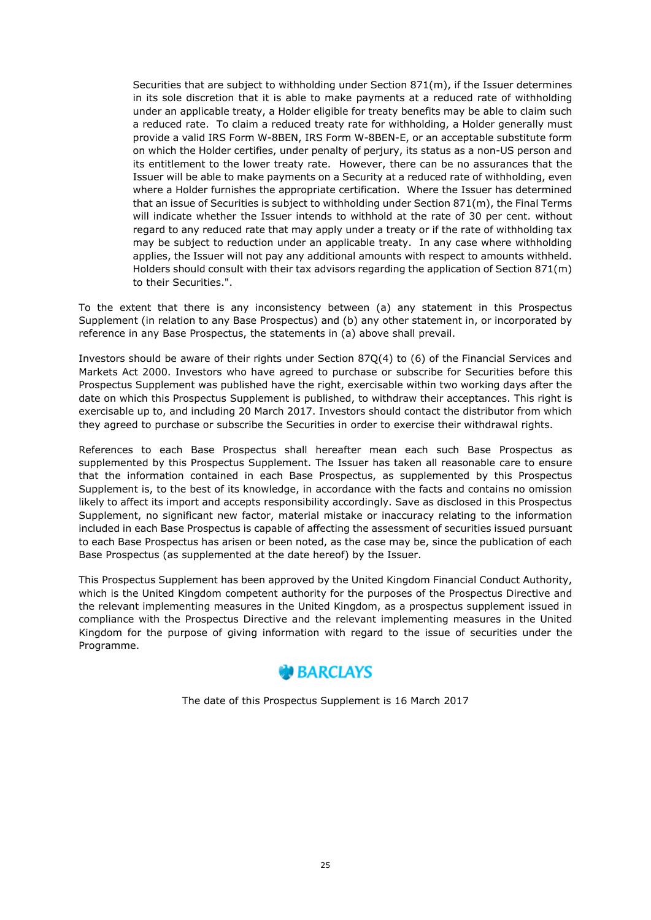Securities that are subject to withholding under Section 871(m), if the Issuer determines in its sole discretion that it is able to make payments at a reduced rate of withholding under an applicable treaty, a Holder eligible for treaty benefits may be able to claim such a reduced rate. To claim a reduced treaty rate for withholding, a Holder generally must provide a valid IRS Form W-8BEN, IRS Form W-8BEN-E, or an acceptable substitute form on which the Holder certifies, under penalty of perjury, its status as a non-US person and its entitlement to the lower treaty rate. However, there can be no assurances that the Issuer will be able to make payments on a Security at a reduced rate of withholding, even where a Holder furnishes the appropriate certification. Where the Issuer has determined that an issue of Securities is subject to withholding under Section 871(m), the Final Terms will indicate whether the Issuer intends to withhold at the rate of 30 per cent. without regard to any reduced rate that may apply under a treaty or if the rate of withholding tax may be subject to reduction under an applicable treaty. In any case where withholding applies, the Issuer will not pay any additional amounts with respect to amounts withheld. Holders should consult with their tax advisors regarding the application of Section 871(m) to their Securities.".

To the extent that there is any inconsistency between (a) any statement in this Prospectus Supplement (in relation to any Base Prospectus) and (b) any other statement in, or incorporated by reference in any Base Prospectus, the statements in (a) above shall prevail.

Investors should be aware of their rights under Section 87Q(4) to (6) of the Financial Services and Markets Act 2000. Investors who have agreed to purchase or subscribe for Securities before this Prospectus Supplement was published have the right, exercisable within two working days after the date on which this Prospectus Supplement is published, to withdraw their acceptances. This right is exercisable up to, and including 20 March 2017. Investors should contact the distributor from which they agreed to purchase or subscribe the Securities in order to exercise their withdrawal rights.

References to each Base Prospectus shall hereafter mean each such Base Prospectus as supplemented by this Prospectus Supplement. The Issuer has taken all reasonable care to ensure that the information contained in each Base Prospectus, as supplemented by this Prospectus Supplement is, to the best of its knowledge, in accordance with the facts and contains no omission likely to affect its import and accepts responsibility accordingly. Save as disclosed in this Prospectus Supplement, no significant new factor, material mistake or inaccuracy relating to the information included in each Base Prospectus is capable of affecting the assessment of securities issued pursuant to each Base Prospectus has arisen or been noted, as the case may be, since the publication of each Base Prospectus (as supplemented at the date hereof) by the Issuer.

This Prospectus Supplement has been approved by the United Kingdom Financial Conduct Authority, which is the United Kingdom competent authority for the purposes of the Prospectus Directive and the relevant implementing measures in the United Kingdom, as a prospectus supplement issued in compliance with the Prospectus Directive and the relevant implementing measures in the United Kingdom for the purpose of giving information with regard to the issue of securities under the Programme.

BARCLAYS

The date of this Prospectus Supplement is 16 March 2017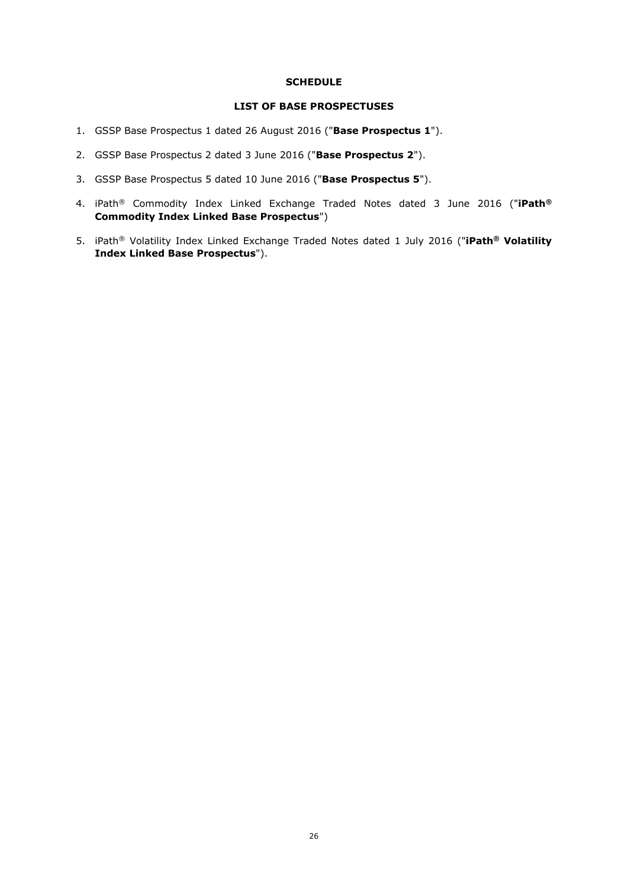# SCHEDULE

## LIST OF BASE PROSPECTUSES

1. GSSP Base Prospectus 1 dated 26 August 2016 ("**Base Prospectus 1**").
2. GSSP Base Prospectus 2 dated 3 June 2016 ("**Base Prospectus 2**").
3. GSSP Base Prospectus 5 dated 10 June 2016 ("**Base Prospectus 5**").
4. iPath® Commodity Index Linked Exchange Traded Notes dated 3 June 2016 ("**iPath® Commodity Index Linked Base Prospectus**")
5. iPath® Volatility Index Linked Exchange Traded Notes dated 1 July 2016 ("**iPath® Volatility Index Linked Base Prospectus**").